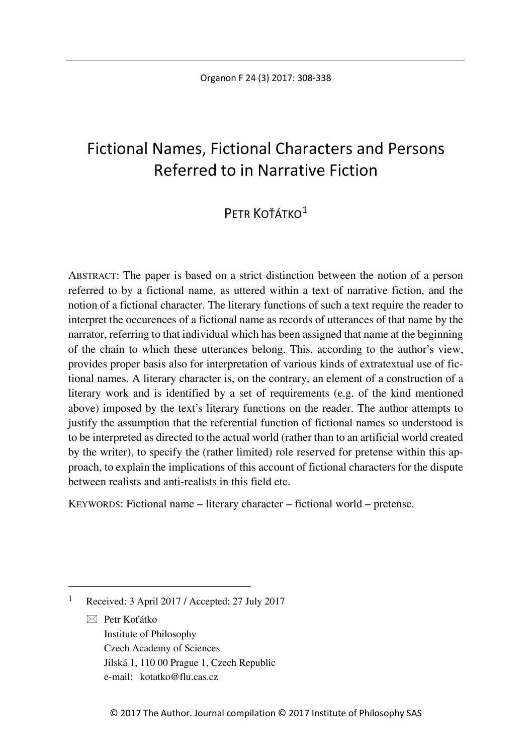# Fictional Names, Fictional Characters and Persons Referred to in Narrative Fiction

PETR KOŤÁTKO[1]

ABSTRACT: The paper is based on a strict distinction between the notion of a person referred to by a fictional name, as uttered within a text of narrative fiction, and the notion of a fictional character. The literary functions of such a text require the reader to interpret the occurences of a fictional name as records of utterances of that name by the narrator, referring to that individual which has been assigned that name at the beginning of the chain to which these utterances belong. This, according to the author's view, provides proper basis also for interpretation of various kinds of extratextual use of fictional names. A literary character is, on the contrary, an element of a construction of a literary work and is identified by a set of requirements (e.g. of the kind mentioned above) imposed by the text's literary functions on the reader. The author attempts to justify the assumption that the referential function of fictional names so understood is to be interpreted as directed to the actual world (rather than to an artificial world created by the writer), to specify the (rather limited) role reserved for pretense within this approach, to explain the implications of this account of fictional characters for the dispute between realists and anti-realists in this field etc.

KEYWORDS: Fictional name – literary character – fictional world – pretense.

---

[1] Received: 3 April 2017 / Accepted: 27 July 2017

✉ Petr Koťátko
Institute of Philosophy
Czech Academy of Sciences
Jilská 1, 110 00 Prague 1, Czech Republic
e-mail: kotatko@flu.cas.cz

© 2017 The Author. Journal compilation © 2017 Institute of Philosophy SAS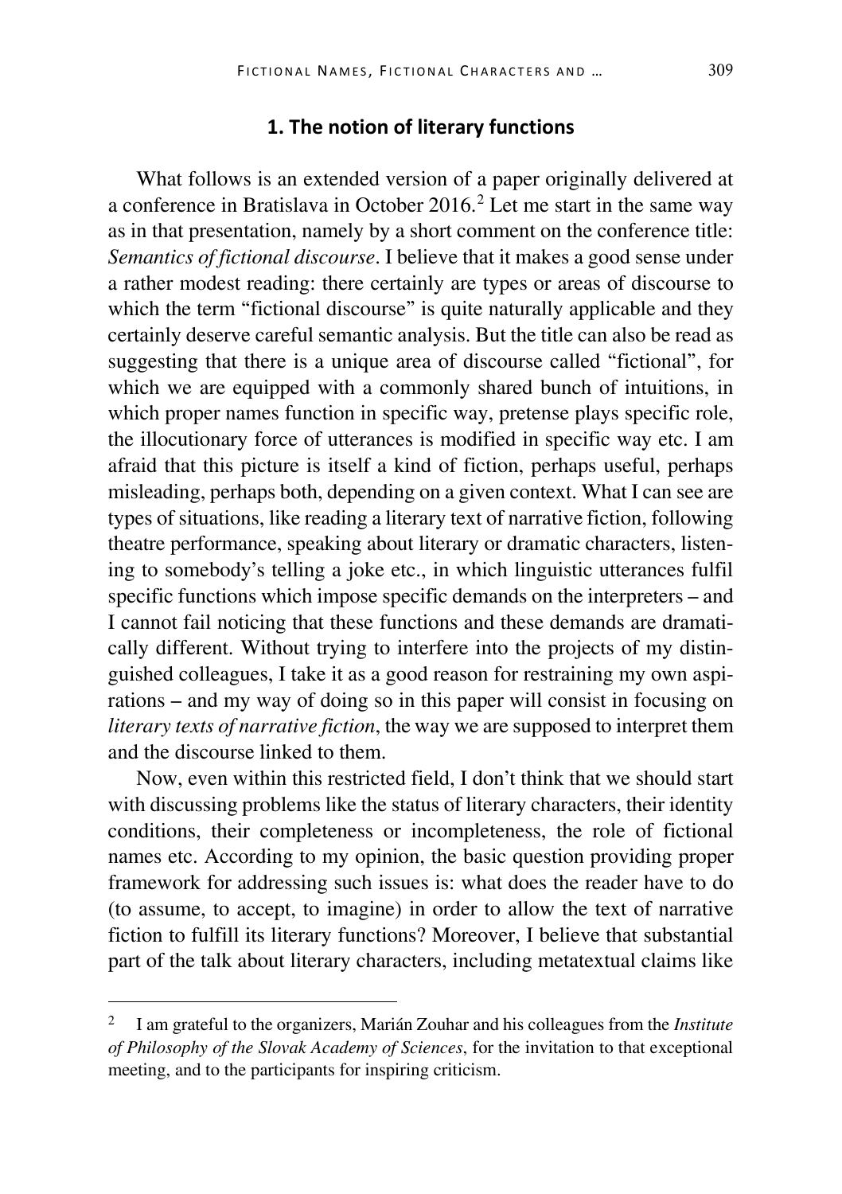## 1. The notion of literary functions

What follows is an extended version of a paper originally delivered at a conference in Bratislava in October 2016.[2] Let me start in the same way as in that presentation, namely by a short comment on the conference title: *Semantics of fictional discourse*. I believe that it makes a good sense under a rather modest reading: there certainly are types or areas of discourse to which the term "fictional discourse" is quite naturally applicable and they certainly deserve careful semantic analysis. But the title can also be read as suggesting that there is a unique area of discourse called "fictional", for which we are equipped with a commonly shared bunch of intuitions, in which proper names function in specific way, pretense plays specific role, the illocutionary force of utterances is modified in specific way etc. I am afraid that this picture is itself a kind of fiction, perhaps useful, perhaps misleading, perhaps both, depending on a given context. What I can see are types of situations, like reading a literary text of narrative fiction, following theatre performance, speaking about literary or dramatic characters, listening to somebody's telling a joke etc., in which linguistic utterances fulfil specific functions which impose specific demands on the interpreters – and I cannot fail noticing that these functions and these demands are dramatically different. Without trying to interfere into the projects of my distinguished colleagues, I take it as a good reason for restraining my own aspirations – and my way of doing so in this paper will consist in focusing on *literary texts of narrative fiction*, the way we are supposed to interpret them and the discourse linked to them.

Now, even within this restricted field, I don't think that we should start with discussing problems like the status of literary characters, their identity conditions, their completeness or incompleteness, the role of fictional names etc. According to my opinion, the basic question providing proper framework for addressing such issues is: what does the reader have to do (to assume, to accept, to imagine) in order to allow the text of narrative fiction to fulfill its literary functions? Moreover, I believe that substantial part of the talk about literary characters, including metatextual claims like

[2] I am grateful to the organizers, Marián Zouhar and his colleagues from the *Institute of Philosophy of the Slovak Academy of Sciences*, for the invitation to that exceptional meeting, and to the participants for inspiring criticism.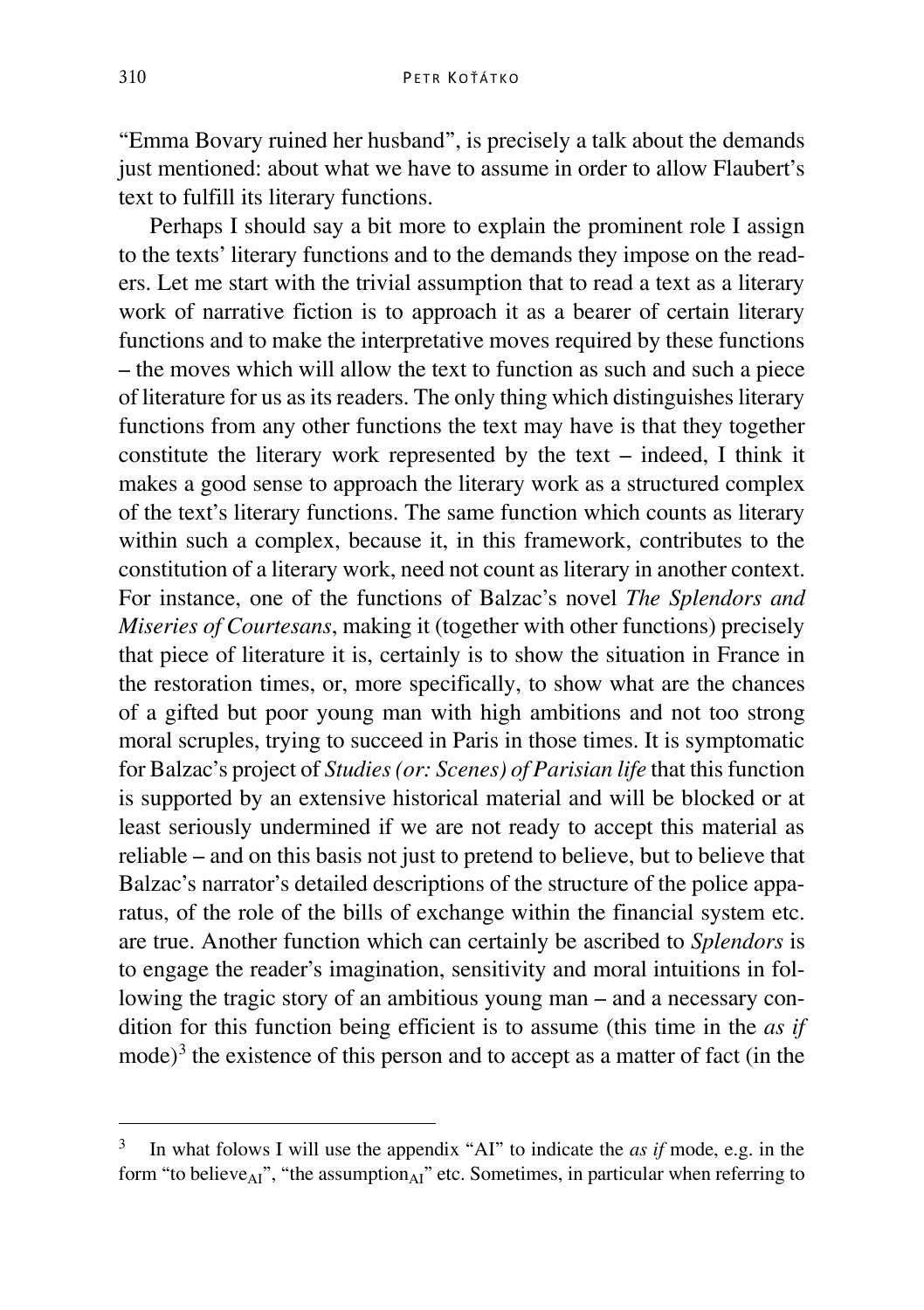"Emma Bovary ruined her husband", is precisely a talk about the demands just mentioned: about what we have to assume in order to allow Flaubert's text to fulfill its literary functions.

Perhaps I should say a bit more to explain the prominent role I assign to the texts' literary functions and to the demands they impose on the readers. Let me start with the trivial assumption that to read a text as a literary work of narrative fiction is to approach it as a bearer of certain literary functions and to make the interpretative moves required by these functions – the moves which will allow the text to function as such and such a piece of literature for us as its readers. The only thing which distinguishes literary functions from any other functions the text may have is that they together constitute the literary work represented by the text – indeed, I think it makes a good sense to approach the literary work as a structured complex of the text's literary functions. The same function which counts as literary within such a complex, because it, in this framework, contributes to the constitution of a literary work, need not count as literary in another context. For instance, one of the functions of Balzac's novel *The Splendors and Miseries of Courtesans*, making it (together with other functions) precisely that piece of literature it is, certainly is to show the situation in France in the restoration times, or, more specifically, to show what are the chances of a gifted but poor young man with high ambitions and not too strong moral scruples, trying to succeed in Paris in those times. It is symptomatic for Balzac's project of *Studies (or: Scenes) of Parisian life* that this function is supported by an extensive historical material and will be blocked or at least seriously undermined if we are not ready to accept this material as reliable – and on this basis not just to pretend to believe, but to believe that Balzac's narrator's detailed descriptions of the structure of the police apparatus, of the role of the bills of exchange within the financial system etc. are true. Another function which can certainly be ascribed to *Splendors* is to engage the reader's imagination, sensitivity and moral intuitions in following the tragic story of an ambitious young man – and a necessary condition for this function being efficient is to assume (this time in the *as if* mode)[3] the existence of this person and to accept as a matter of fact (in the

---

[3] In what folows I will use the appendix "AI" to indicate the *as if* mode, e.g. in the form "to believe$_{AI}$", "the assumption$_{AI}$" etc. Sometimes, in particular when referring to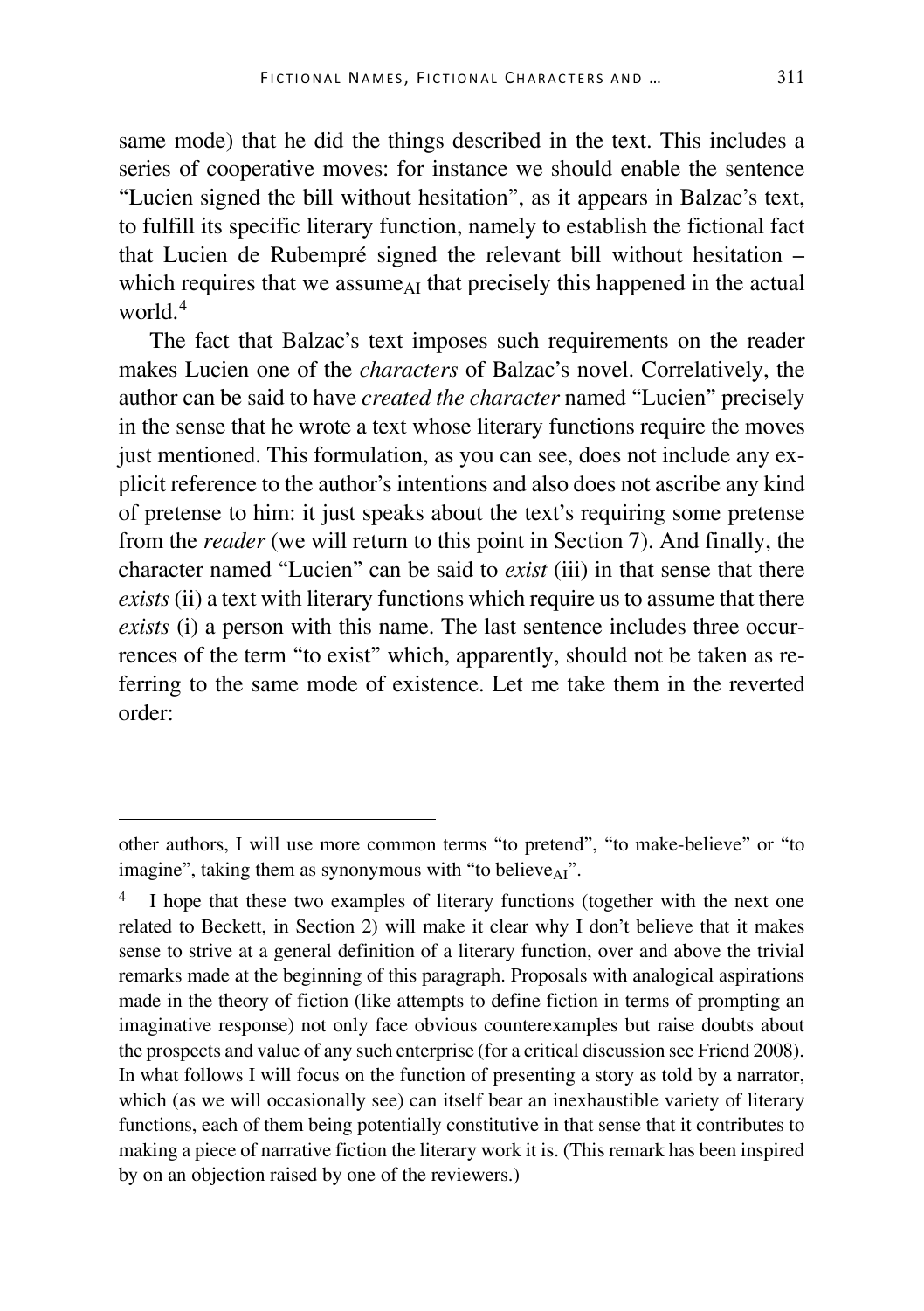same mode) that he did the things described in the text. This includes a series of cooperative moves: for instance we should enable the sentence "Lucien signed the bill without hesitation", as it appears in Balzac's text, to fulfill its specific literary function, namely to establish the fictional fact that Lucien de Rubempré signed the relevant bill without hesitation – which requires that we assume$_{AI}$ that precisely this happened in the actual world.[4]

The fact that Balzac's text imposes such requirements on the reader makes Lucien one of the *characters* of Balzac's novel. Correlatively, the author can be said to have *created the character* named "Lucien" precisely in the sense that he wrote a text whose literary functions require the moves just mentioned. This formulation, as you can see, does not include any explicit reference to the author's intentions and also does not ascribe any kind of pretense to him: it just speaks about the text's requiring some pretense from the *reader* (we will return to this point in Section 7). And finally, the character named "Lucien" can be said to *exist* (iii) in that sense that there *exists* (ii) a text with literary functions which require us to assume that there *exists* (i) a person with this name. The last sentence includes three occurrences of the term "to exist" which, apparently, should not be taken as referring to the same mode of existence. Let me take them in the reverted order:

---

other authors, I will use more common terms "to pretend", "to make-believe" or "to imagine", taking them as synonymous with "to believe$_{AI}$".

[4] I hope that these two examples of literary functions (together with the next one related to Beckett, in Section 2) will make it clear why I don't believe that it makes sense to strive at a general definition of a literary function, over and above the trivial remarks made at the beginning of this paragraph. Proposals with analogical aspirations made in the theory of fiction (like attempts to define fiction in terms of prompting an imaginative response) not only face obvious counterexamples but raise doubts about the prospects and value of any such enterprise (for a critical discussion see Friend 2008). In what follows I will focus on the function of presenting a story as told by a narrator, which (as we will occasionally see) can itself bear an inexhaustible variety of literary functions, each of them being potentially constitutive in that sense that it contributes to making a piece of narrative fiction the literary work it is. (This remark has been inspired by on an objection raised by one of the reviewers.)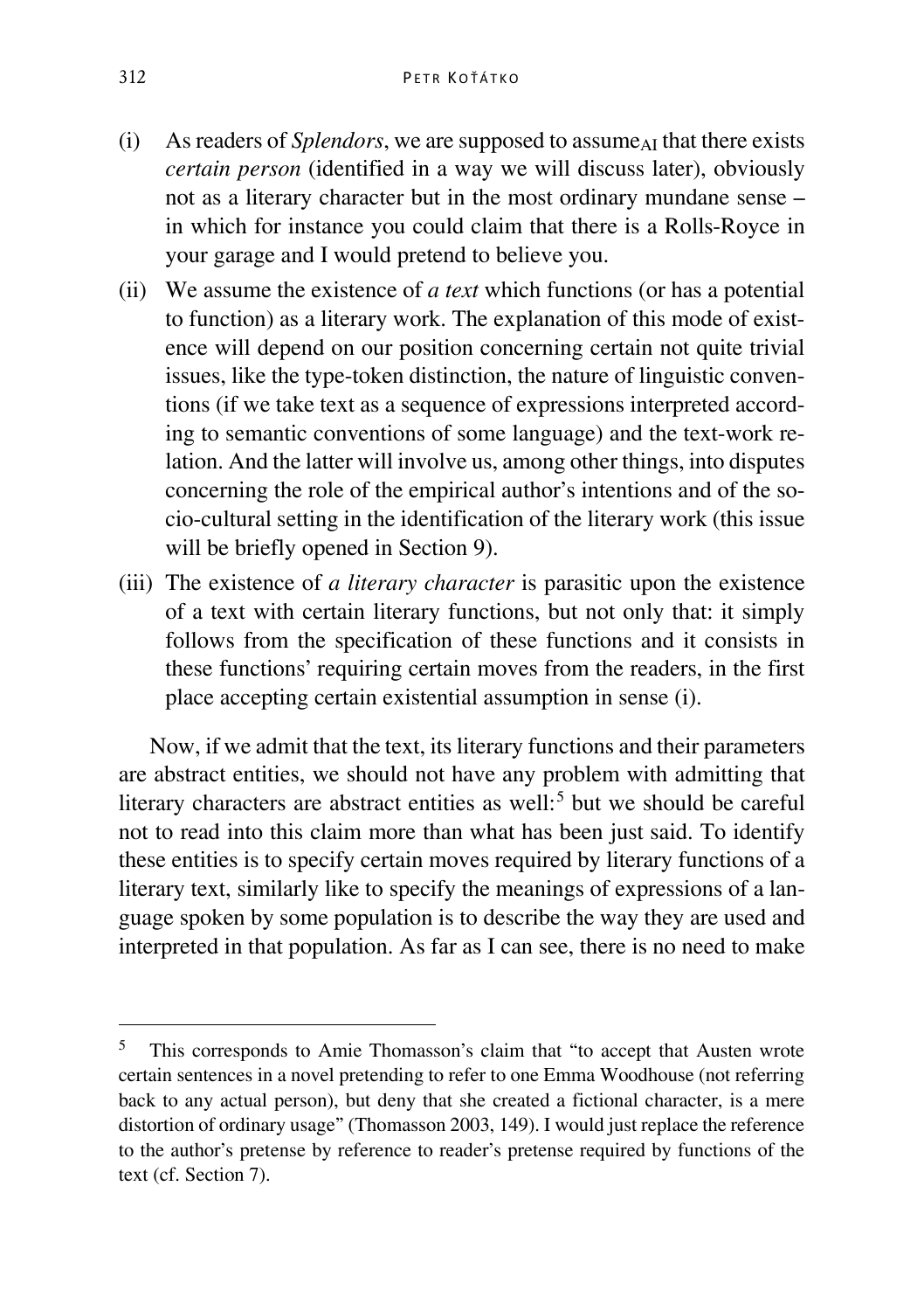(i) As readers of *Splendors*, we are supposed to assume$_{AI}$ that there exists *certain person* (identified in a way we will discuss later), obviously not as a literary character but in the most ordinary mundane sense – in which for instance you could claim that there is a Rolls-Royce in your garage and I would pretend to believe you.

(ii) We assume the existence of *a text* which functions (or has a potential to function) as a literary work. The explanation of this mode of existence will depend on our position concerning certain not quite trivial issues, like the type-token distinction, the nature of linguistic conventions (if we take text as a sequence of expressions interpreted according to semantic conventions of some language) and the text-work relation. And the latter will involve us, among other things, into disputes concerning the role of the empirical author's intentions and of the socio-cultural setting in the identification of the literary work (this issue will be briefly opened in Section 9).

(iii) The existence of *a literary character* is parasitic upon the existence of a text with certain literary functions, but not only that: it simply follows from the specification of these functions and it consists in these functions' requiring certain moves from the readers, in the first place accepting certain existential assumption in sense (i).

Now, if we admit that the text, its literary functions and their parameters are abstract entities, we should not have any problem with admitting that literary characters are abstract entities as well:[5] but we should be careful not to read into this claim more than what has been just said. To identify these entities is to specify certain moves required by literary functions of a literary text, similarly like to specify the meanings of expressions of a language spoken by some population is to describe the way they are used and interpreted in that population. As far as I can see, there is no need to make

[5] This corresponds to Amie Thomasson's claim that "to accept that Austen wrote certain sentences in a novel pretending to refer to one Emma Woodhouse (not referring back to any actual person), but deny that she created a fictional character, is a mere distortion of ordinary usage" (Thomasson 2003, 149). I would just replace the reference to the author's pretense by reference to reader's pretense required by functions of the text (cf. Section 7).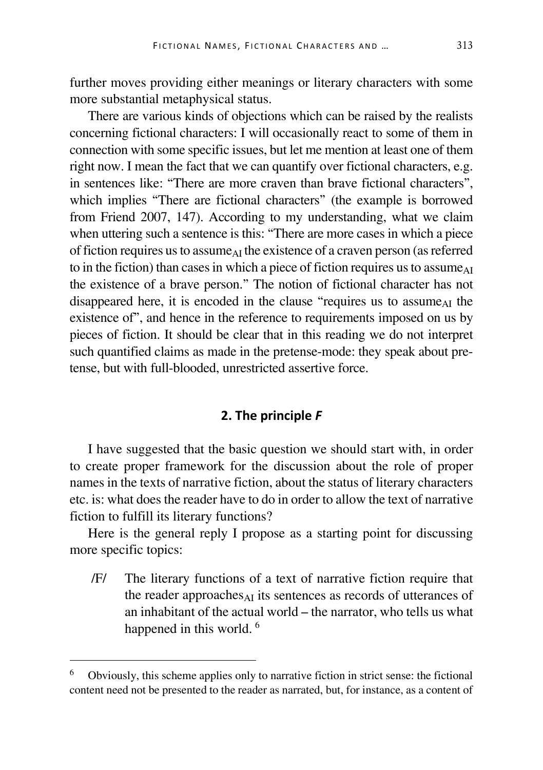further moves providing either meanings or literary characters with some more substantial metaphysical status.

There are various kinds of objections which can be raised by the realists concerning fictional characters: I will occasionally react to some of them in connection with some specific issues, but let me mention at least one of them right now. I mean the fact that we can quantify over fictional characters, e.g. in sentences like: "There are more craven than brave fictional characters", which implies "There are fictional characters" (the example is borrowed from Friend 2007, 147). According to my understanding, what we claim when uttering such a sentence is this: "There are more cases in which a piece of fiction requires us to assume$_{AI}$ the existence of a craven person (as referred to in the fiction) than cases in which a piece of fiction requires us to assume$_{AI}$ the existence of a brave person." The notion of fictional character has not disappeared here, it is encoded in the clause "requires us to assume$_{AI}$ the existence of", and hence in the reference to requirements imposed on us by pieces of fiction. It should be clear that in this reading we do not interpret such quantified claims as made in the pretense-mode: they speak about pretense, but with full-blooded, unrestricted assertive force.

## 2. The principle *F*

I have suggested that the basic question we should start with, in order to create proper framework for the discussion about the role of proper names in the texts of narrative fiction, about the status of literary characters etc. is: what does the reader have to do in order to allow the text of narrative fiction to fulfill its literary functions?

Here is the general reply I propose as a starting point for discussing more specific topics:

> /F/ The literary functions of a text of narrative fiction require that the reader approaches$_{AI}$ its sentences as records of utterances of an inhabitant of the actual world – the narrator, who tells us what happened in this world. [6]

[6] Obviously, this scheme applies only to narrative fiction in strict sense: the fictional content need not be presented to the reader as narrated, but, for instance, as a content of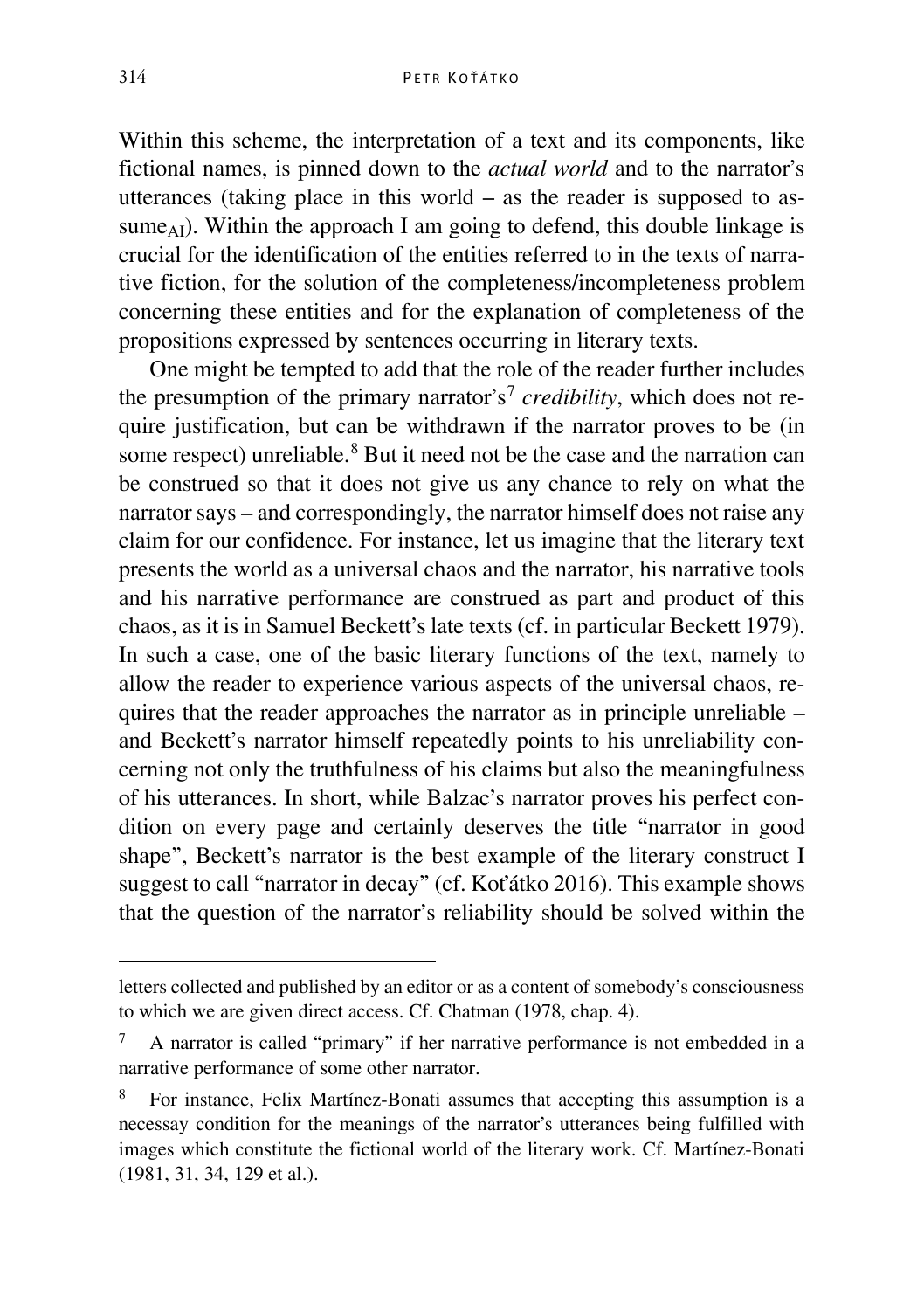Within this scheme, the interpretation of a text and its components, like fictional names, is pinned down to the *actual world* and to the narrator's utterances (taking place in this world – as the reader is supposed to $\text{assume}_{AI}$). Within the approach I am going to defend, this double linkage is crucial for the identification of the entities referred to in the texts of narrative fiction, for the solution of the completeness/incompleteness problem concerning these entities and for the explanation of completeness of the propositions expressed by sentences occurring in literary texts.

One might be tempted to add that the role of the reader further includes the presumption of the primary narrator's[7] *credibility*, which does not require justification, but can be withdrawn if the narrator proves to be (in some respect) unreliable.[8] But it need not be the case and the narration can be construed so that it does not give us any chance to rely on what the narrator says – and correspondingly, the narrator himself does not raise any claim for our confidence. For instance, let us imagine that the literary text presents the world as a universal chaos and the narrator, his narrative tools and his narrative performance are construed as part and product of this chaos, as it is in Samuel Beckett's late texts (cf. in particular Beckett 1979). In such a case, one of the basic literary functions of the text, namely to allow the reader to experience various aspects of the universal chaos, requires that the reader approaches the narrator as in principle unreliable – and Beckett's narrator himself repeatedly points to his unreliability concerning not only the truthfulness of his claims but also the meaningfulness of his utterances. In short, while Balzac's narrator proves his perfect condition on every page and certainly deserves the title "narrator in good shape", Beckett's narrator is the best example of the literary construct I suggest to call "narrator in decay" (cf. Koťátko 2016). This example shows that the question of the narrator's reliability should be solved within the

---

letters collected and published by an editor or as a content of somebody's consciousness to which we are given direct access. Cf. Chatman (1978, chap. 4).

[7] A narrator is called "primary" if her narrative performance is not embedded in a narrative performance of some other narrator.

[8] For instance, Felix Martínez-Bonati assumes that accepting this assumption is a necessay condition for the meanings of the narrator's utterances being fulfilled with images which constitute the fictional world of the literary work. Cf. Martínez-Bonati (1981, 31, 34, 129 et al.).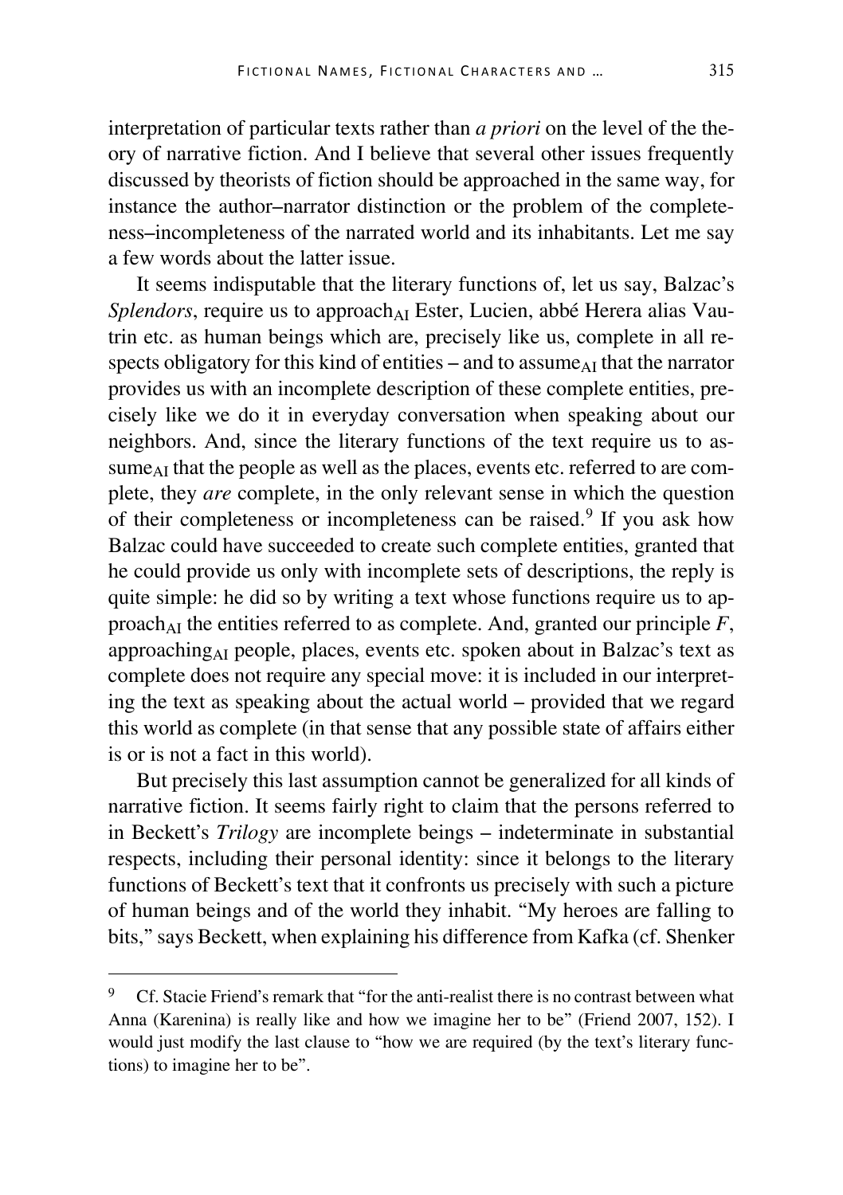interpretation of particular texts rather than *a priori* on the level of the theory of narrative fiction. And I believe that several other issues frequently discussed by theorists of fiction should be approached in the same way, for instance the author–narrator distinction or the problem of the completeness–incompleteness of the narrated world and its inhabitants. Let me say a few words about the latter issue.

It seems indisputable that the literary functions of, let us say, Balzac's *Splendors*, require us to approach$_{AI}$ Ester, Lucien, abbé Herera alias Vautrin etc. as human beings which are, precisely like us, complete in all respects obligatory for this kind of entities – and to assume$_{AI}$ that the narrator provides us with an incomplete description of these complete entities, precisely like we do it in everyday conversation when speaking about our neighbors. And, since the literary functions of the text require us to assume$_{AI}$ that the people as well as the places, events etc. referred to are complete, they *are* complete, in the only relevant sense in which the question of their completeness or incompleteness can be raised.[9] If you ask how Balzac could have succeeded to create such complete entities, granted that he could provide us only with incomplete sets of descriptions, the reply is quite simple: he did so by writing a text whose functions require us to approach$_{AI}$ the entities referred to as complete. And, granted our principle *F*, approaching$_{AI}$ people, places, events etc. spoken about in Balzac's text as complete does not require any special move: it is included in our interpreting the text as speaking about the actual world – provided that we regard this world as complete (in that sense that any possible state of affairs either is or is not a fact in this world).

But precisely this last assumption cannot be generalized for all kinds of narrative fiction. It seems fairly right to claim that the persons referred to in Beckett's *Trilogy* are incomplete beings – indeterminate in substantial respects, including their personal identity: since it belongs to the literary functions of Beckett's text that it confronts us precisely with such a picture of human beings and of the world they inhabit. "My heroes are falling to bits," says Beckett, when explaining his difference from Kafka (cf. Shenker

---

[9] Cf. Stacie Friend's remark that "for the anti-realist there is no contrast between what Anna (Karenina) is really like and how we imagine her to be" (Friend 2007, 152). I would just modify the last clause to "how we are required (by the text's literary functions) to imagine her to be".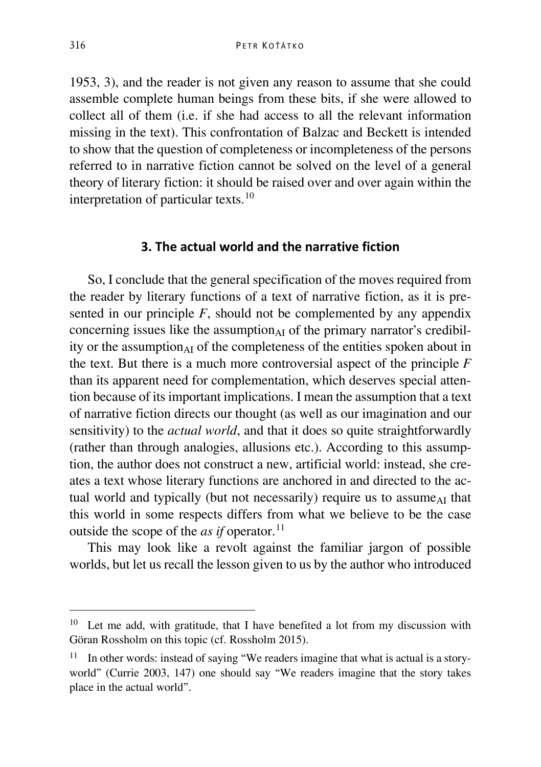1953, 3), and the reader is not given any reason to assume that she could assemble complete human beings from these bits, if she were allowed to collect all of them (i.e. if she had access to all the relevant information missing in the text). This confrontation of Balzac and Beckett is intended to show that the question of completeness or incompleteness of the persons referred to in narrative fiction cannot be solved on the level of a general theory of literary fiction: it should be raised over and over again within the interpretation of particular texts.[10]

## 3. The actual world and the narrative fiction

So, I conclude that the general specification of the moves required from the reader by literary functions of a text of narrative fiction, as it is presented in our principle *F*, should not be complemented by any appendix concerning issues like the $\text{assumption}_{AI}$ of the primary narrator's credibility or the $\text{assumption}_{AI}$ of the completeness of the entities spoken about in the text. But there is a much more controversial aspect of the principle *F* than its apparent need for complementation, which deserves special attention because of its important implications. I mean the assumption that a text of narrative fiction directs our thought (as well as our imagination and our sensitivity) to the *actual world*, and that it does so quite straightforwardly (rather than through analogies, allusions etc.). According to this assumption, the author does not construct a new, artificial world: instead, she creates a text whose literary functions are anchored in and directed to the actual world and typically (but not necessarily) require us to $\text{assume}_{AI}$ that this world in some respects differs from what we believe to be the case outside the scope of the *as if* operator.[11]

This may look like a revolt against the familiar jargon of possible worlds, but let us recall the lesson given to us by the author who introduced

---

[10] Let me add, with gratitude, that I have benefited a lot from my discussion with Göran Rossholm on this topic (cf. Rossholm 2015).

[11] In other words: instead of saying "We readers imagine that what is actual is a story-world" (Currie 2003, 147) one should say "We readers imagine that the story takes place in the actual world".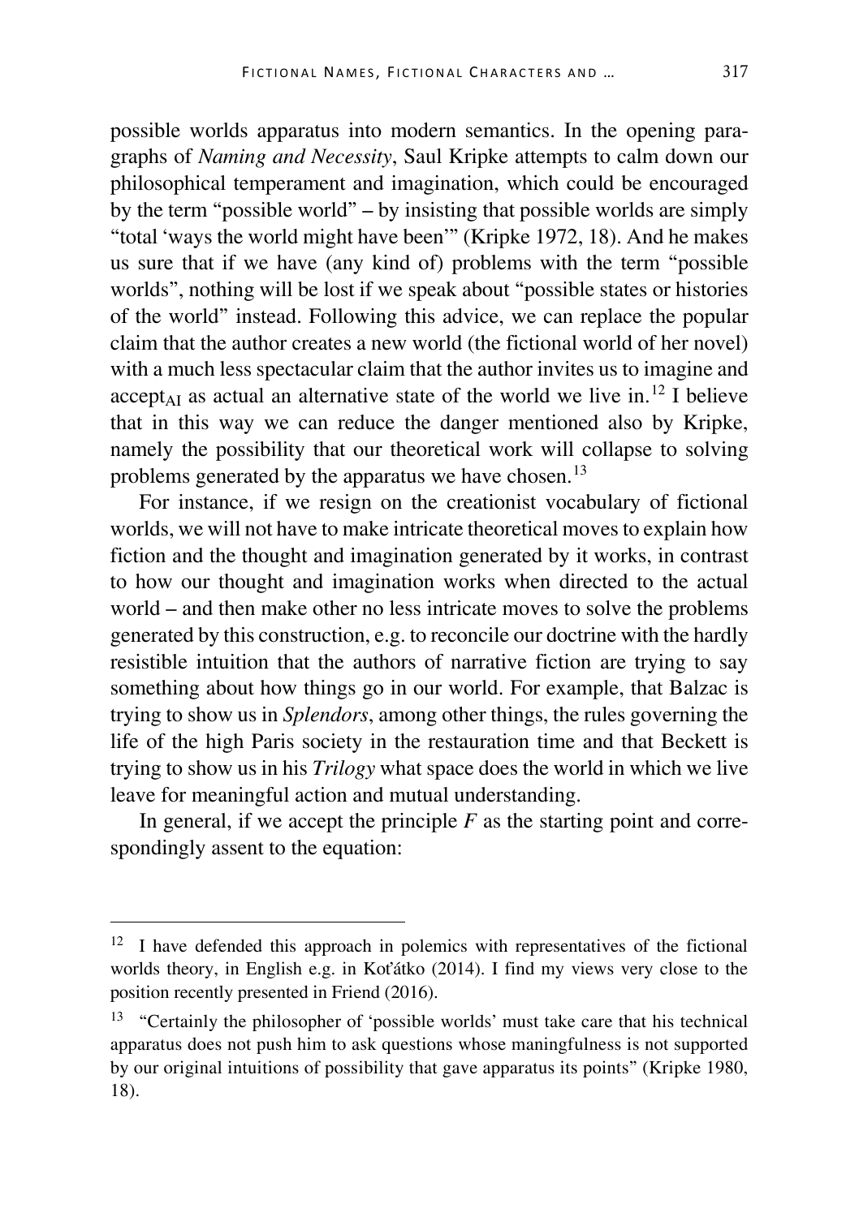possible worlds apparatus into modern semantics. In the opening paragraphs of *Naming and Necessity*, Saul Kripke attempts to calm down our philosophical temperament and imagination, which could be encouraged by the term "possible world" – by insisting that possible worlds are simply "total 'ways the world might have been'" (Kripke 1972, 18). And he makes us sure that if we have (any kind of) problems with the term "possible worlds", nothing will be lost if we speak about "possible states or histories of the world" instead. Following this advice, we can replace the popular claim that the author creates a new world (the fictional world of her novel) with a much less spectacular claim that the author invites us to imagine and $\text{accept}_{AI}$ as actual an alternative state of the world we live in.[12] I believe that in this way we can reduce the danger mentioned also by Kripke, namely the possibility that our theoretical work will collapse to solving problems generated by the apparatus we have chosen.[13]

For instance, if we resign on the creationist vocabulary of fictional worlds, we will not have to make intricate theoretical moves to explain how fiction and the thought and imagination generated by it works, in contrast to how our thought and imagination works when directed to the actual world – and then make other no less intricate moves to solve the problems generated by this construction, e.g. to reconcile our doctrine with the hardly resistible intuition that the authors of narrative fiction are trying to say something about how things go in our world. For example, that Balzac is trying to show us in *Splendors*, among other things, the rules governing the life of the high Paris society in the restauration time and that Beckett is trying to show us in his *Trilogy* what space does the world in which we live leave for meaningful action and mutual understanding.

In general, if we accept the principle *F* as the starting point and correspondingly assent to the equation:

---

[12] I have defended this approach in polemics with representatives of the fictional worlds theory, in English e.g. in Koťátko (2014). I find my views very close to the position recently presented in Friend (2016).

[13] "Certainly the philosopher of 'possible worlds' must take care that his technical apparatus does not push him to ask questions whose maningfulness is not supported by our original intuitions of possibility that gave apparatus its points" (Kripke 1980, 18).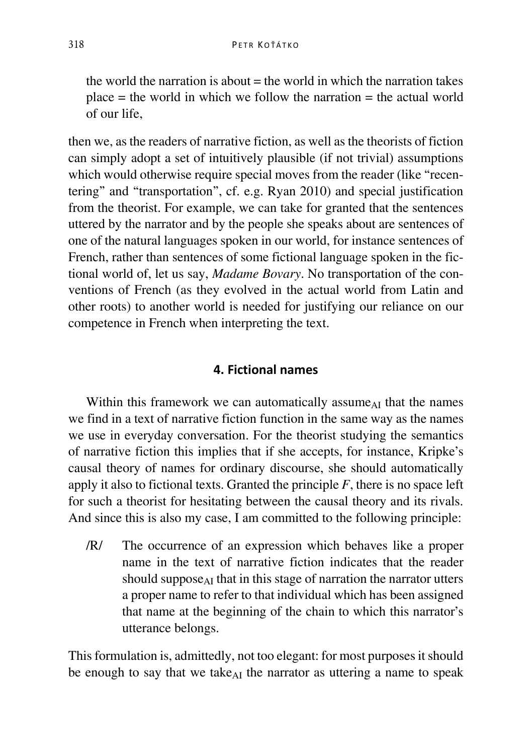the world the narration is about = the world in which the narration takes place = the world in which we follow the narration = the actual world of our life,

then we, as the readers of narrative fiction, as well as the theorists of fiction can simply adopt a set of intuitively plausible (if not trivial) assumptions which would otherwise require special moves from the reader (like "recentering" and "transportation", cf. e.g. Ryan 2010) and special justification from the theorist. For example, we can take for granted that the sentences uttered by the narrator and by the people she speaks about are sentences of one of the natural languages spoken in our world, for instance sentences of French, rather than sentences of some fictional language spoken in the fictional world of, let us say, *Madame Bovary*. No transportation of the conventions of French (as they evolved in the actual world from Latin and other roots) to another world is needed for justifying our reliance on our competence in French when interpreting the text.

## 4. Fictional names

Within this framework we can automatically assume$_{AI}$ that the names we find in a text of narrative fiction function in the same way as the names we use in everyday conversation. For the theorist studying the semantics of narrative fiction this implies that if she accepts, for instance, Kripke's causal theory of names for ordinary discourse, she should automatically apply it also to fictional texts. Granted the principle *F*, there is no space left for such a theorist for hesitating between the causal theory and its rivals. And since this is also my case, I am committed to the following principle:

/R/ The occurrence of an expression which behaves like a proper name in the text of narrative fiction indicates that the reader should suppose$_{AI}$ that in this stage of narration the narrator utters a proper name to refer to that individual which has been assigned that name at the beginning of the chain to which this narrator's utterance belongs.

This formulation is, admittedly, not too elegant: for most purposes it should be enough to say that we take$_{AI}$ the narrator as uttering a name to speak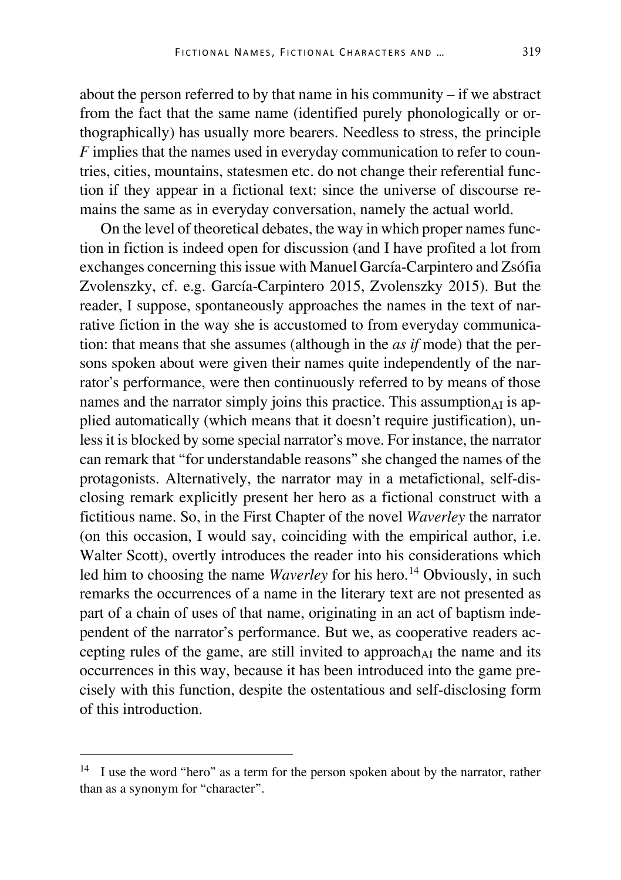about the person referred to by that name in his community – if we abstract from the fact that the same name (identified purely phonologically or orthographically) has usually more bearers. Needless to stress, the principle *F* implies that the names used in everyday communication to refer to countries, cities, mountains, statesmen etc. do not change their referential function if they appear in a fictional text: since the universe of discourse remains the same as in everyday conversation, namely the actual world.

On the level of theoretical debates, the way in which proper names function in fiction is indeed open for discussion (and I have profited a lot from exchanges concerning this issue with Manuel García-Carpintero and Zsófia Zvolenszky, cf. e.g. García-Carpintero 2015, Zvolenszky 2015). But the reader, I suppose, spontaneously approaches the names in the text of narrative fiction in the way she is accustomed to from everyday communication: that means that she assumes (although in the *as if* mode) that the persons spoken about were given their names quite independently of the narrator's performance, were then continuously referred to by means of those names and the narrator simply joins this practice. This assumption$_{AI}$ is applied automatically (which means that it doesn't require justification), unless it is blocked by some special narrator's move. For instance, the narrator can remark that "for understandable reasons" she changed the names of the protagonists. Alternatively, the narrator may in a metafictional, self-disclosing remark explicitly present her hero as a fictional construct with a fictitious name. So, in the First Chapter of the novel *Waverley* the narrator (on this occasion, I would say, coinciding with the empirical author, i.e. Walter Scott), overtly introduces the reader into his considerations which led him to choosing the name *Waverley* for his hero.[14] Obviously, in such remarks the occurrences of a name in the literary text are not presented as part of a chain of uses of that name, originating in an act of baptism independent of the narrator's performance. But we, as cooperative readers accepting rules of the game, are still invited to approach$_{AI}$ the name and its occurrences in this way, because it has been introduced into the game precisely with this function, despite the ostentatious and self-disclosing form of this introduction.

---

[14] I use the word "hero" as a term for the person spoken about by the narrator, rather than as a synonym for "character".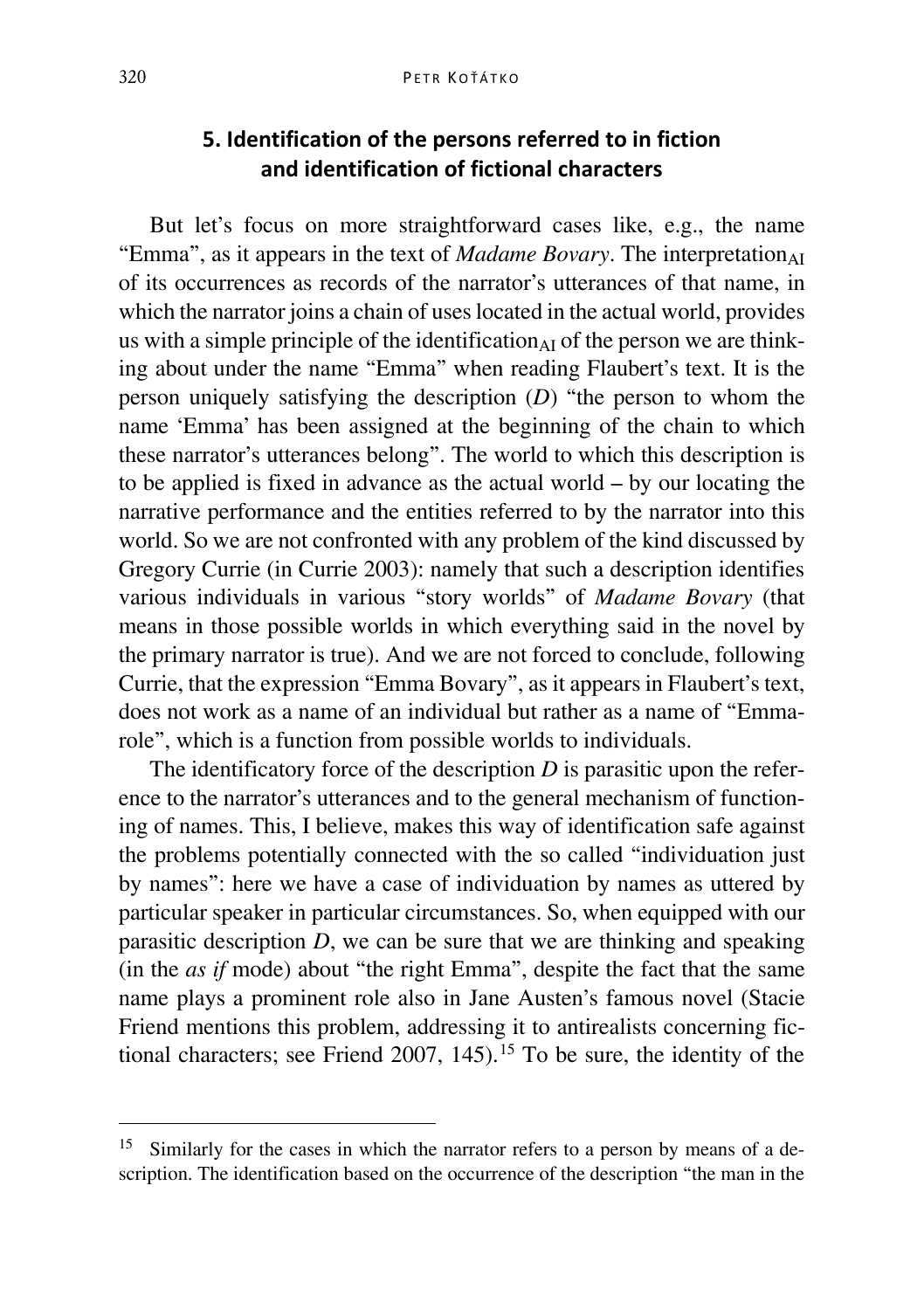## 5. Identification of the persons referred to in fiction and identification of fictional characters

But let's focus on more straightforward cases like, e.g., the name "Emma", as it appears in the text of *Madame Bovary*. The interpretation$_{AI}$ of its occurrences as records of the narrator's utterances of that name, in which the narrator joins a chain of uses located in the actual world, provides us with a simple principle of the identification$_{AI}$ of the person we are thinking about under the name "Emma" when reading Flaubert's text. It is the person uniquely satisfying the description (*D*) "the person to whom the name 'Emma' has been assigned at the beginning of the chain to which these narrator's utterances belong". The world to which this description is to be applied is fixed in advance as the actual world – by our locating the narrative performance and the entities referred to by the narrator into this world. So we are not confronted with any problem of the kind discussed by Gregory Currie (in Currie 2003): namely that such a description identifies various individuals in various "story worlds" of *Madame Bovary* (that means in those possible worlds in which everything said in the novel by the primary narrator is true). And we are not forced to conclude, following Currie, that the expression "Emma Bovary", as it appears in Flaubert's text, does not work as a name of an individual but rather as a name of "Emma-role", which is a function from possible worlds to individuals.

The identificatory force of the description *D* is parasitic upon the reference to the narrator's utterances and to the general mechanism of functioning of names. This, I believe, makes this way of identification safe against the problems potentially connected with the so called "individuation just by names": here we have a case of individuation by names as uttered by particular speaker in particular circumstances. So, when equipped with our parasitic description *D*, we can be sure that we are thinking and speaking (in the *as if* mode) about "the right Emma", despite the fact that the same name plays a prominent role also in Jane Austen's famous novel (Stacie Friend mentions this problem, addressing it to antirealists concerning fictional characters; see Friend 2007, 145).[15] To be sure, the identity of the

[15] Similarly for the cases in which the narrator refers to a person by means of a description. The identification based on the occurrence of the description "the man in the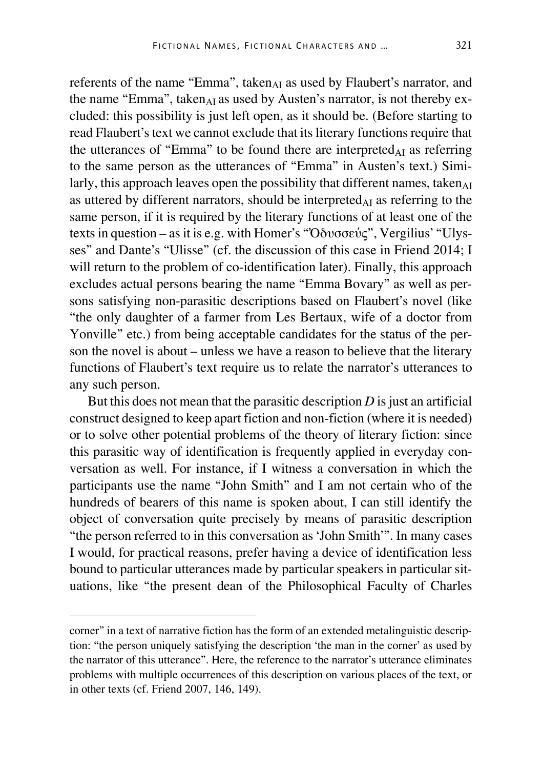referents of the name "Emma", $\text{taken}_{\text{AI}}$ as used by Flaubert's narrator, and the name "Emma", $\text{taken}_{\text{AI}}$ as used by Austen's narrator, is not thereby excluded: this possibility is just left open, as it should be. (Before starting to read Flaubert's text we cannot exclude that its literary functions require that the utterances of "Emma" to be found there are $\text{interpreted}_{\text{AI}}$ as referring to the same person as the utterances of "Emma" in Austen's text.) Similarly, this approach leaves open the possibility that different names, $\text{taken}_{\text{AI}}$ as uttered by different narrators, should be $\text{interpreted}_{\text{AI}}$ as referring to the same person, if it is required by the literary functions of at least one of the texts in question – as it is e.g. with Homer's "Ὀδυσσεύς", Vergilius' "Ulysses" and Dante's "Ulisse" (cf. the discussion of this case in Friend 2014; I will return to the problem of co-identification later). Finally, this approach excludes actual persons bearing the name "Emma Bovary" as well as persons satisfying non-parasitic descriptions based on Flaubert's novel (like "the only daughter of a farmer from Les Bertaux, wife of a doctor from Yonville" etc.) from being acceptable candidates for the status of the person the novel is about – unless we have a reason to believe that the literary functions of Flaubert's text require us to relate the narrator's utterances to any such person.

But this does not mean that the parasitic description *D* is just an artificial construct designed to keep apart fiction and non-fiction (where it is needed) or to solve other potential problems of the theory of literary fiction: since this parasitic way of identification is frequently applied in everyday conversation as well. For instance, if I witness a conversation in which the participants use the name "John Smith" and I am not certain who of the hundreds of bearers of this name is spoken about, I can still identify the object of conversation quite precisely by means of parasitic description "the person referred to in this conversation as 'John Smith'". In many cases I would, for practical reasons, prefer having a device of identification less bound to particular utterances made by particular speakers in particular situations, like "the present dean of the Philosophical Faculty of Charles

corner" in a text of narrative fiction has the form of an extended metalinguistic description: "the person uniquely satisfying the description 'the man in the corner' as used by the narrator of this utterance". Here, the reference to the narrator's utterance eliminates problems with multiple occurrences of this description on various places of the text, or in other texts (cf. Friend 2007, 146, 149).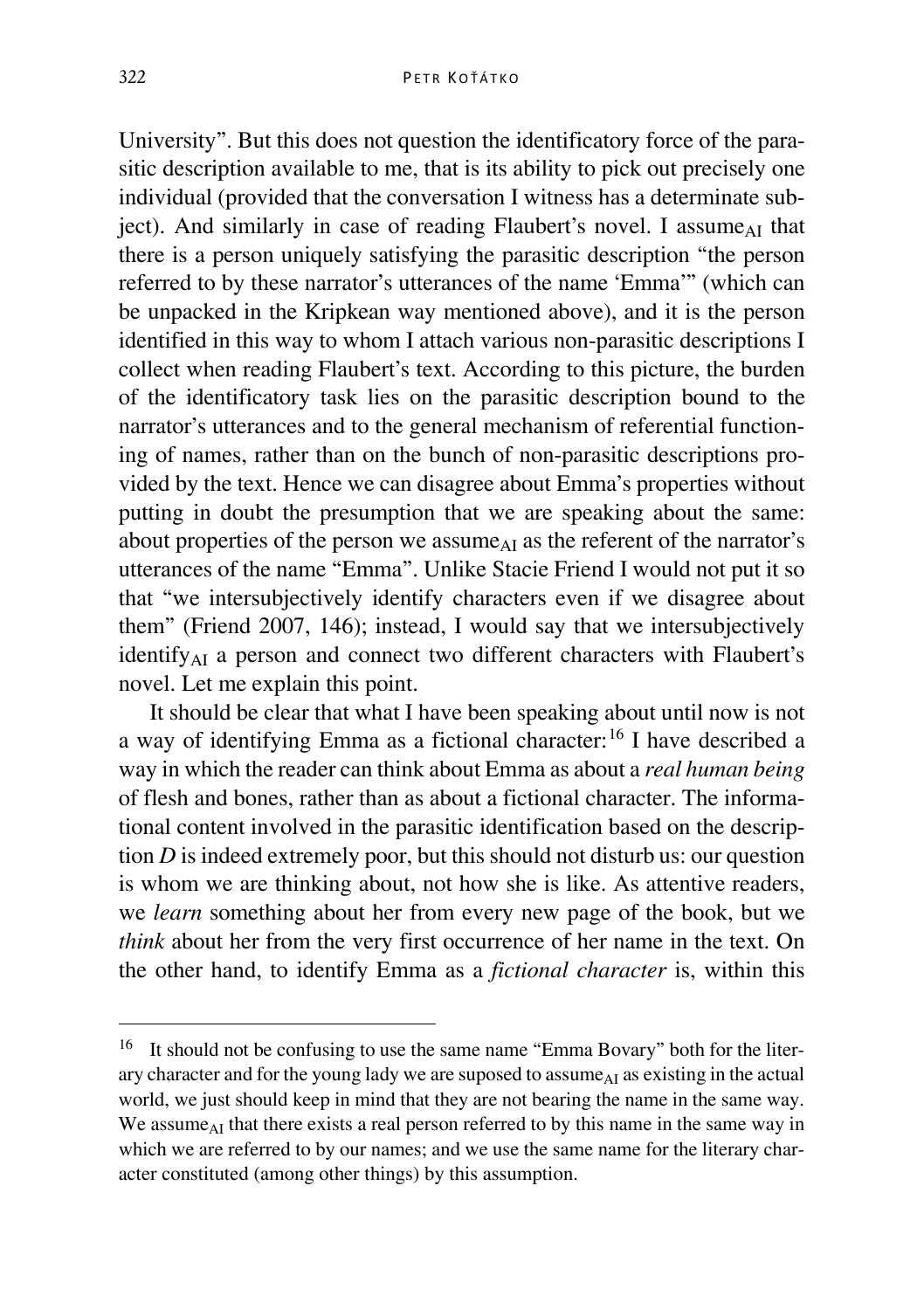University". But this does not question the identificatory force of the parasitic description available to me, that is its ability to pick out precisely one individual (provided that the conversation I witness has a determinate subject). And similarly in case of reading Flaubert's novel. I assume$_{AI}$ that there is a person uniquely satisfying the parasitic description "the person referred to by these narrator's utterances of the name 'Emma'" (which can be unpacked in the Kripkean way mentioned above), and it is the person identified in this way to whom I attach various non-parasitic descriptions I collect when reading Flaubert's text. According to this picture, the burden of the identificatory task lies on the parasitic description bound to the narrator's utterances and to the general mechanism of referential functioning of names, rather than on the bunch of non-parasitic descriptions provided by the text. Hence we can disagree about Emma's properties without putting in doubt the presumption that we are speaking about the same: about properties of the person we assume$_{AI}$ as the referent of the narrator's utterances of the name "Emma". Unlike Stacie Friend I would not put it so that "we intersubjectively identify characters even if we disagree about them" (Friend 2007, 146); instead, I would say that we intersubjectively identify$_{AI}$ a person and connect two different characters with Flaubert's novel. Let me explain this point.

It should be clear that what I have been speaking about until now is not a way of identifying Emma as a fictional character:[16] I have described a way in which the reader can think about Emma as about a *real human being* of flesh and bones, rather than as about a fictional character. The informational content involved in the parasitic identification based on the description *D* is indeed extremely poor, but this should not disturb us: our question is whom we are thinking about, not how she is like. As attentive readers, we *learn* something about her from every new page of the book, but we *think* about her from the very first occurrence of her name in the text. On the other hand, to identify Emma as a *fictional character* is, within this

---

[16] It should not be confusing to use the same name "Emma Bovary" both for the literary character and for the young lady we are suposed to assume$_{AI}$ as existing in the actual world, we just should keep in mind that they are not bearing the name in the same way. We assume$_{AI}$ that there exists a real person referred to by this name in the same way in which we are referred to by our names; and we use the same name for the literary character constituted (among other things) by this assumption.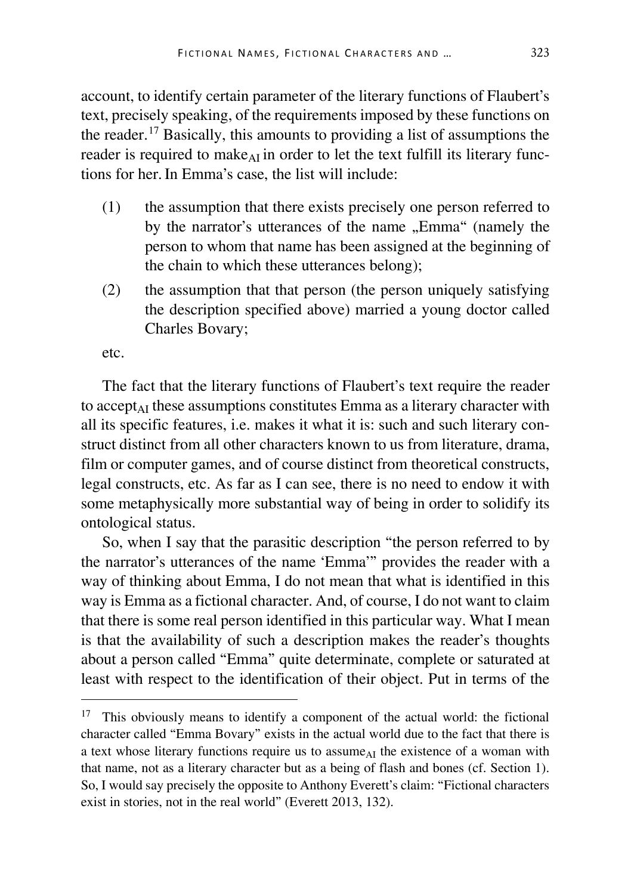account, to identify certain parameter of the literary functions of Flaubert's text, precisely speaking, of the requirements imposed by these functions on the reader.[17] Basically, this amounts to providing a list of assumptions the reader is required to make$_{AI}$ in order to let the text fulfill its literary functions for her. In Emma's case, the list will include:

(1) the assumption that there exists precisely one person referred to by the narrator's utterances of the name „Emma" (namely the person to whom that name has been assigned at the beginning of the chain to which these utterances belong);

(2) the assumption that that person (the person uniquely satisfying the description specified above) married a young doctor called Charles Bovary;

etc.

The fact that the literary functions of Flaubert's text require the reader to accept$_{AI}$ these assumptions constitutes Emma as a literary character with all its specific features, i.e. makes it what it is: such and such literary construct distinct from all other characters known to us from literature, drama, film or computer games, and of course distinct from theoretical constructs, legal constructs, etc. As far as I can see, there is no need to endow it with some metaphysically more substantial way of being in order to solidify its ontological status.

So, when I say that the parasitic description "the person referred to by the narrator's utterances of the name 'Emma'" provides the reader with a way of thinking about Emma, I do not mean that what is identified in this way is Emma as a fictional character. And, of course, I do not want to claim that there is some real person identified in this particular way. What I mean is that the availability of such a description makes the reader's thoughts about a person called "Emma" quite determinate, complete or saturated at least with respect to the identification of their object. Put in terms of the

[17] This obviously means to identify a component of the actual world: the fictional character called "Emma Bovary" exists in the actual world due to the fact that there is a text whose literary functions require us to assume$_{AI}$ the existence of a woman with that name, not as a literary character but as a being of flash and bones (cf. Section 1). So, I would say precisely the opposite to Anthony Everett's claim: "Fictional characters exist in stories, not in the real world" (Everett 2013, 132).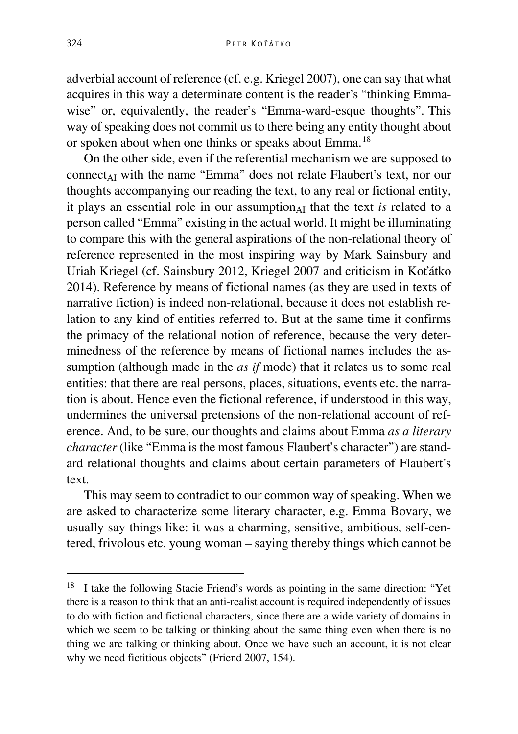adverbial account of reference (cf. e.g. Kriegel 2007), one can say that what acquires in this way a determinate content is the reader's "thinking Emma-wise" or, equivalently, the reader's "Emma-ward-esque thoughts". This way of speaking does not commit us to there being any entity thought about or spoken about when one thinks or speaks about Emma.[18]

On the other side, even if the referential mechanism we are supposed to connect$_{AI}$ with the name "Emma" does not relate Flaubert's text, nor our thoughts accompanying our reading the text, to any real or fictional entity, it plays an essential role in our assumption$_{AI}$ that the text *is* related to a person called "Emma" existing in the actual world. It might be illuminating to compare this with the general aspirations of the non-relational theory of reference represented in the most inspiring way by Mark Sainsbury and Uriah Kriegel (cf. Sainsbury 2012, Kriegel 2007 and criticism in Koťátko 2014). Reference by means of fictional names (as they are used in texts of narrative fiction) is indeed non-relational, because it does not establish relation to any kind of entities referred to. But at the same time it confirms the primacy of the relational notion of reference, because the very determinedness of the reference by means of fictional names includes the assumption (although made in the *as if* mode) that it relates us to some real entities: that there are real persons, places, situations, events etc. the narration is about. Hence even the fictional reference, if understood in this way, undermines the universal pretensions of the non-relational account of reference. And, to be sure, our thoughts and claims about Emma *as a literary character* (like "Emma is the most famous Flaubert's character") are standard relational thoughts and claims about certain parameters of Flaubert's text.

This may seem to contradict to our common way of speaking. When we are asked to characterize some literary character, e.g. Emma Bovary, we usually say things like: it was a charming, sensitive, ambitious, self-centered, frivolous etc. young woman – saying thereby things which cannot be

---

[18] I take the following Stacie Friend's words as pointing in the same direction: "Yet there is a reason to think that an anti-realist account is required independently of issues to do with fiction and fictional characters, since there are a wide variety of domains in which we seem to be talking or thinking about the same thing even when there is no thing we are talking or thinking about. Once we have such an account, it is not clear why we need fictitious objects" (Friend 2007, 154).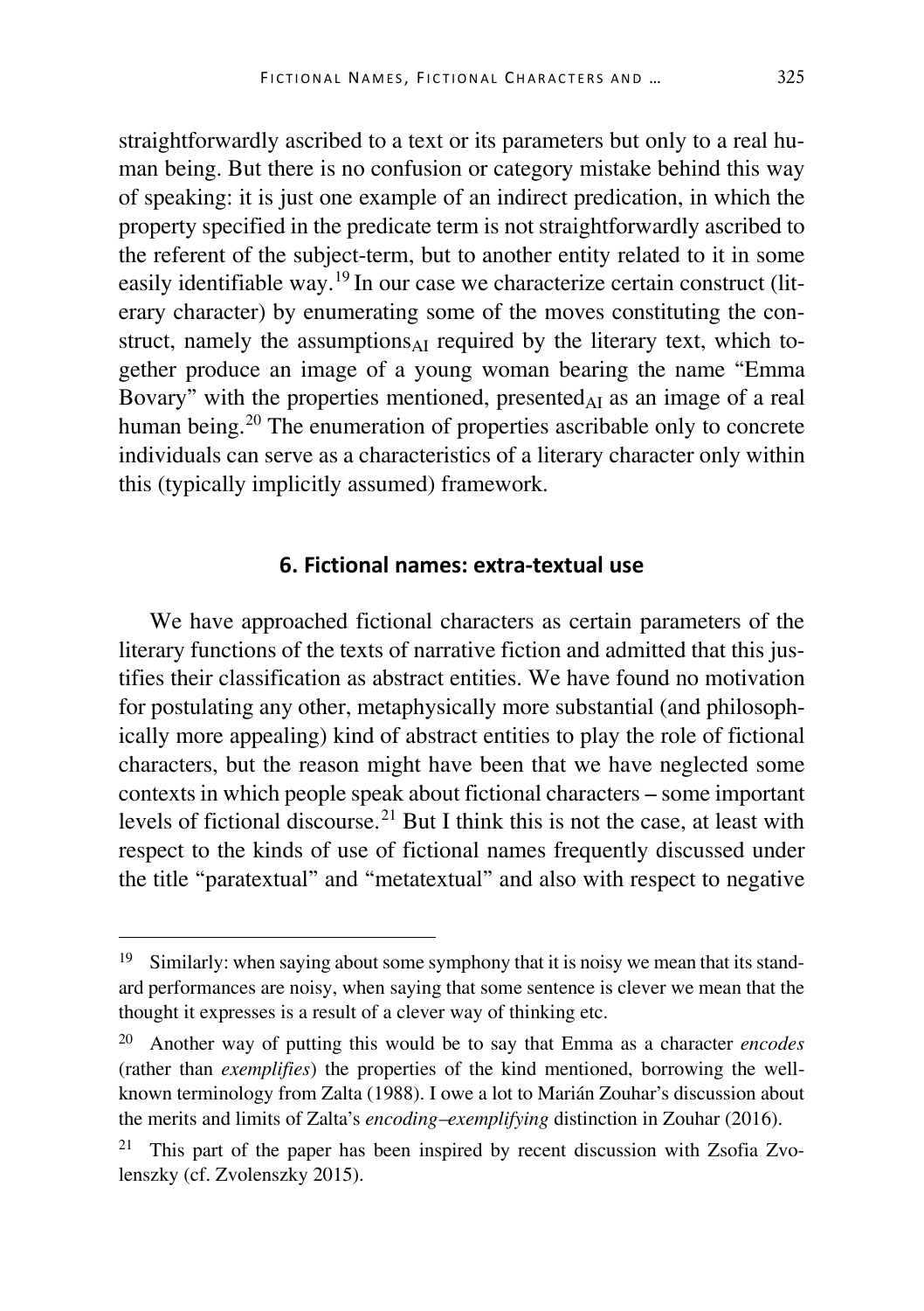straightforwardly ascribed to a text or its parameters but only to a real human being. But there is no confusion or category mistake behind this way of speaking: it is just one example of an indirect predication, in which the property specified in the predicate term is not straightforwardly ascribed to the referent of the subject-term, but to another entity related to it in some easily identifiable way.[19] In our case we characterize certain construct (literary character) by enumerating some of the moves constituting the construct, namely the assumptions$_{AI}$ required by the literary text, which together produce an image of a young woman bearing the name "Emma Bovary" with the properties mentioned, presented$_{AI}$ as an image of a real human being.[20] The enumeration of properties ascribable only to concrete individuals can serve as a characteristics of a literary character only within this (typically implicitly assumed) framework.

## 6. Fictional names: extra-textual use

We have approached fictional characters as certain parameters of the literary functions of the texts of narrative fiction and admitted that this justifies their classification as abstract entities. We have found no motivation for postulating any other, metaphysically more substantial (and philosophically more appealing) kind of abstract entities to play the role of fictional characters, but the reason might have been that we have neglected some contexts in which people speak about fictional characters – some important levels of fictional discourse.[21] But I think this is not the case, at least with respect to the kinds of use of fictional names frequently discussed under the title "paratextual" and "metatextual" and also with respect to negative

---

[19] Similarly: when saying about some symphony that it is noisy we mean that its standard performances are noisy, when saying that some sentence is clever we mean that the thought it expresses is a result of a clever way of thinking etc.

[20] Another way of putting this would be to say that Emma as a character *encodes* (rather than *exemplifies*) the properties of the kind mentioned, borrowing the well-known terminology from Zalta (1988). I owe a lot to Marián Zouhar's discussion about the merits and limits of Zalta's *encoding–exemplifying* distinction in Zouhar (2016).

[21] This part of the paper has been inspired by recent discussion with Zsofia Zvolenszky (cf. Zvolenszky 2015).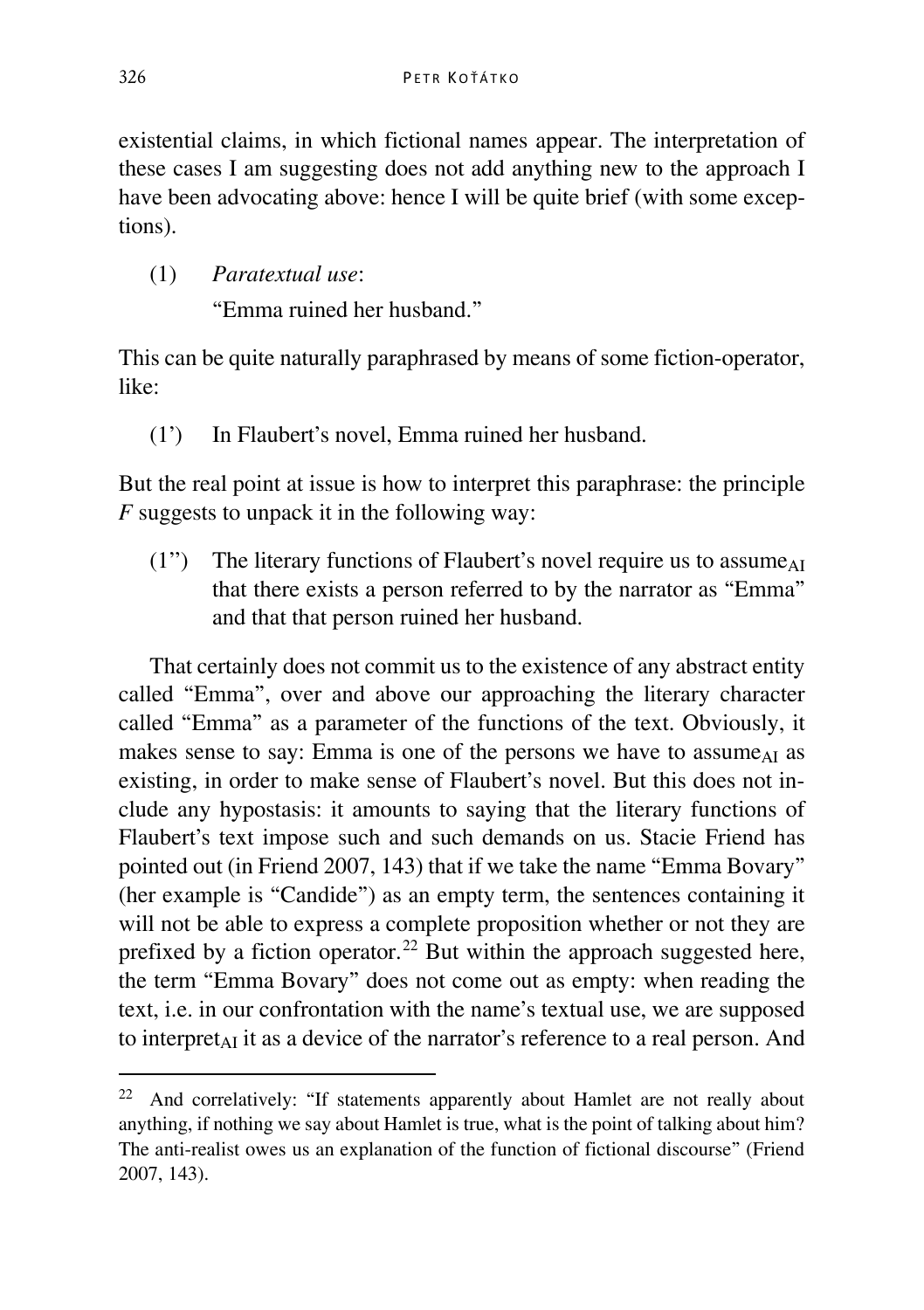existential claims, in which fictional names appear. The interpretation of these cases I am suggesting does not add anything new to the approach I have been advocating above: hence I will be quite brief (with some exceptions).

(1) *Paratextual use*:
"Emma ruined her husband."

This can be quite naturally paraphrased by means of some fiction-operator, like:

(1') In Flaubert's novel, Emma ruined her husband.

But the real point at issue is how to interpret this paraphrase: the principle *F* suggests to unpack it in the following way:

(1'') The literary functions of Flaubert's novel require us to assume$_{AI}$ that there exists a person referred to by the narrator as "Emma" and that that person ruined her husband.

That certainly does not commit us to the existence of any abstract entity called "Emma", over and above our approaching the literary character called "Emma" as a parameter of the functions of the text. Obviously, it makes sense to say: Emma is one of the persons we have to assume$_{AI}$ as existing, in order to make sense of Flaubert's novel. But this does not include any hypostasis: it amounts to saying that the literary functions of Flaubert's text impose such and such demands on us. Stacie Friend has pointed out (in Friend 2007, 143) that if we take the name "Emma Bovary" (her example is "Candide") as an empty term, the sentences containing it will not be able to express a complete proposition whether or not they are prefixed by a fiction operator.[22] But within the approach suggested here, the term "Emma Bovary" does not come out as empty: when reading the text, i.e. in our confrontation with the name's textual use, we are supposed to interpret$_{AI}$ it as a device of the narrator's reference to a real person. And

[22] And correlatively: "If statements apparently about Hamlet are not really about anything, if nothing we say about Hamlet is true, what is the point of talking about him? The anti-realist owes us an explanation of the function of fictional discourse" (Friend 2007, 143).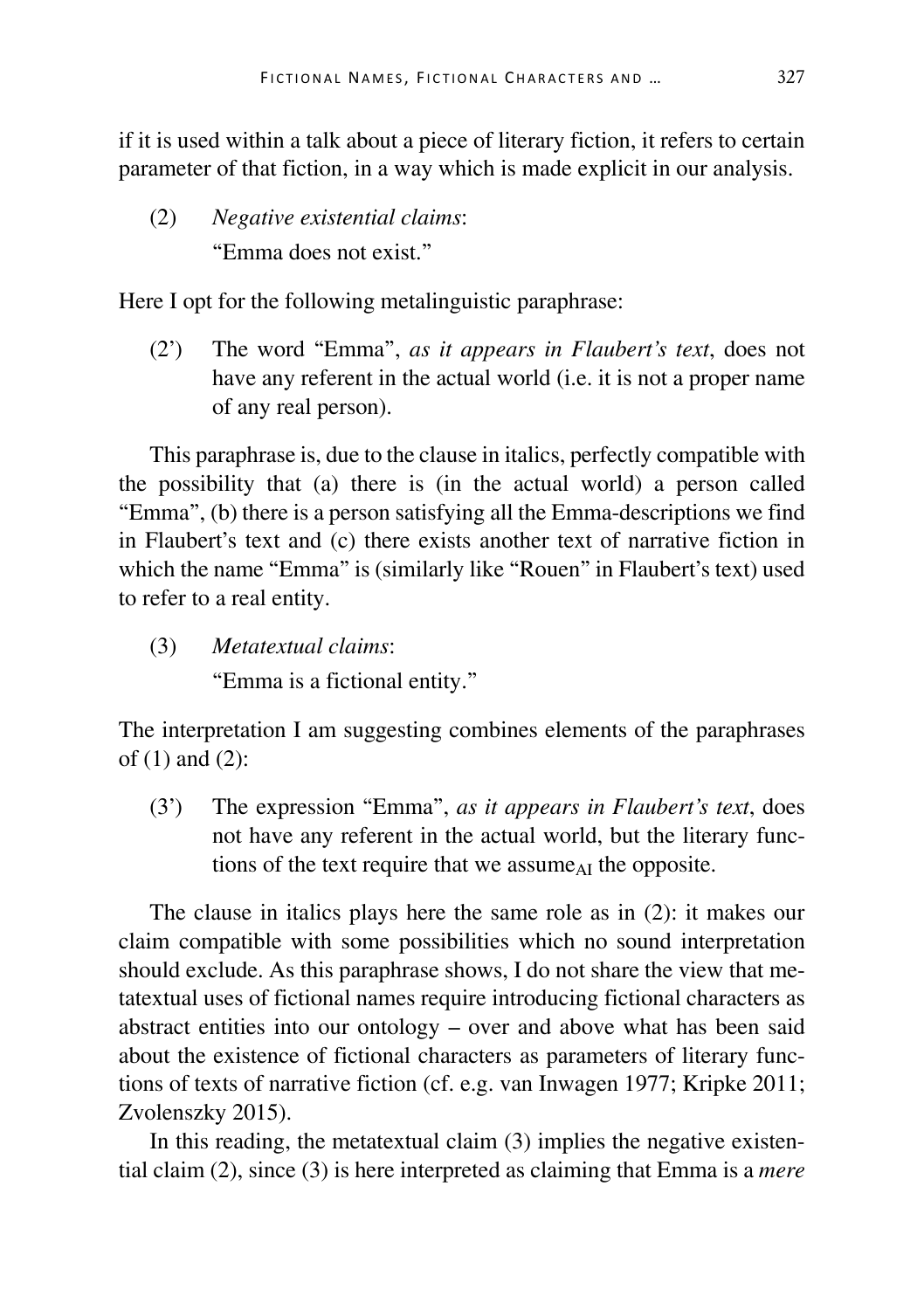if it is used within a talk about a piece of literary fiction, it refers to certain parameter of that fiction, in a way which is made explicit in our analysis.

(2) *Negative existential claims*:
"Emma does not exist."

Here I opt for the following metalinguistic paraphrase:

(2') The word "Emma", *as it appears in Flaubert's text*, does not have any referent in the actual world (i.e. it is not a proper name of any real person).

This paraphrase is, due to the clause in italics, perfectly compatible with the possibility that (a) there is (in the actual world) a person called "Emma", (b) there is a person satisfying all the Emma-descriptions we find in Flaubert's text and (c) there exists another text of narrative fiction in which the name "Emma" is (similarly like "Rouen" in Flaubert's text) used to refer to a real entity.

(3) *Metatextual claims*:
"Emma is a fictional entity."

The interpretation I am suggesting combines elements of the paraphrases of (1) and (2):

(3') The expression "Emma", *as it appears in Flaubert's text*, does not have any referent in the actual world, but the literary functions of the text require that we assume$_{AI}$ the opposite.

The clause in italics plays here the same role as in (2): it makes our claim compatible with some possibilities which no sound interpretation should exclude. As this paraphrase shows, I do not share the view that metatextual uses of fictional names require introducing fictional characters as abstract entities into our ontology – over and above what has been said about the existence of fictional characters as parameters of literary functions of texts of narrative fiction (cf. e.g. van Inwagen 1977; Kripke 2011; Zvolenszky 2015).

In this reading, the metatextual claim (3) implies the negative existential claim (2), since (3) is here interpreted as claiming that Emma is a *mere*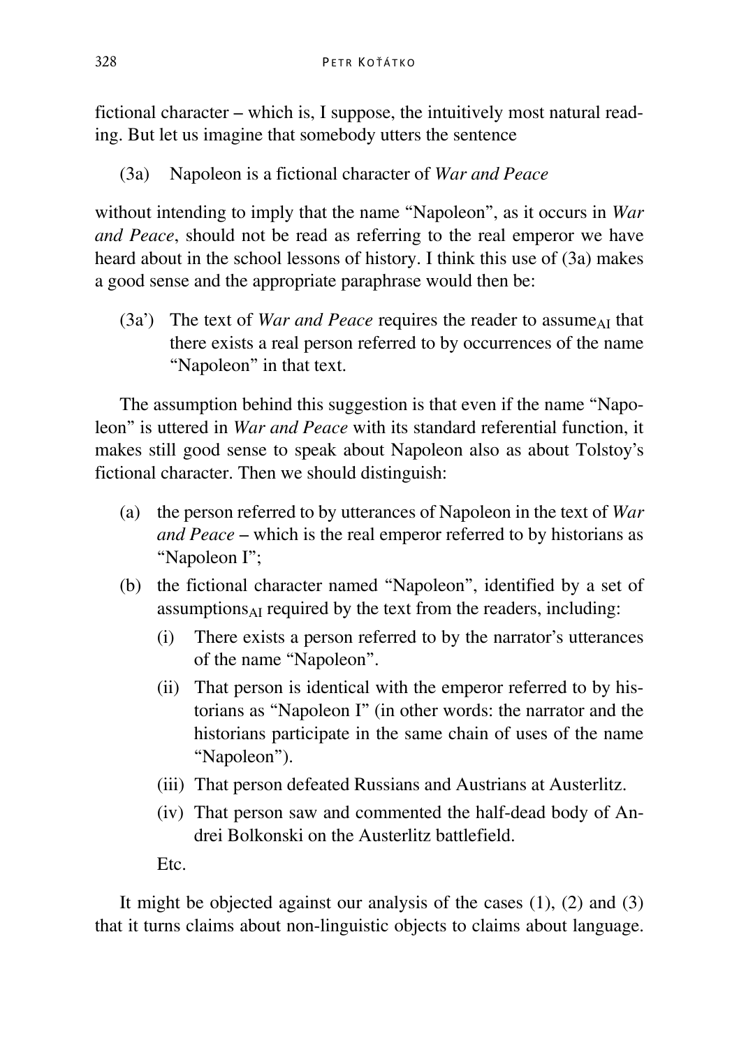fictional character – which is, I suppose, the intuitively most natural reading. But let us imagine that somebody utters the sentence

(3a) Napoleon is a fictional character of *War and Peace*

without intending to imply that the name "Napoleon", as it occurs in *War and Peace*, should not be read as referring to the real emperor we have heard about in the school lessons of history. I think this use of (3a) makes a good sense and the appropriate paraphrase would then be:

(3a') The text of *War and Peace* requires the reader to assume$_{AI}$ that there exists a real person referred to by occurrences of the name "Napoleon" in that text.

The assumption behind this suggestion is that even if the name "Napoleon" is uttered in *War and Peace* with its standard referential function, it makes still good sense to speak about Napoleon also as about Tolstoy's fictional character. Then we should distinguish:

(a) the person referred to by utterances of Napoleon in the text of *War and Peace* – which is the real emperor referred to by historians as "Napoleon I";

(b) the fictional character named "Napoleon", identified by a set of assumptions$_{AI}$ required by the text from the readers, including:

 (i) There exists a person referred to by the narrator's utterances of the name "Napoleon".

 (ii) That person is identical with the emperor referred to by historians as "Napoleon I" (in other words: the narrator and the historians participate in the same chain of uses of the name "Napoleon").

 (iii) That person defeated Russians and Austrians at Austerlitz.

 (iv) That person saw and commented the half-dead body of Andrei Bolkonski on the Austerlitz battlefield.

 Etc.

It might be objected against our analysis of the cases (1), (2) and (3) that it turns claims about non-linguistic objects to claims about language.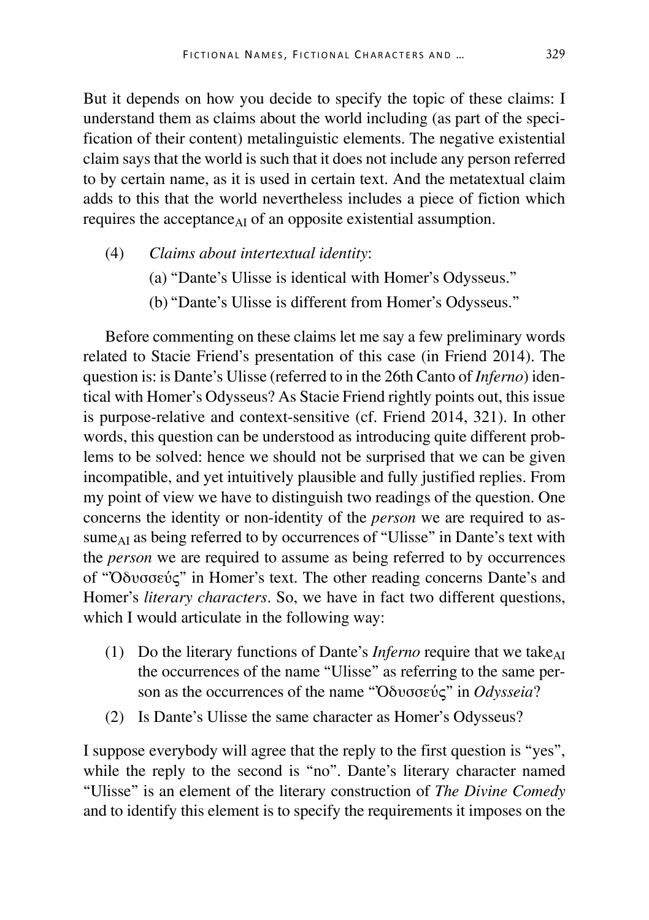But it depends on how you decide to specify the topic of these claims: I understand them as claims about the world including (as part of the specification of their content) metalinguistic elements. The negative existential claim says that the world is such that it does not include any person referred to by certain name, as it is used in certain text. And the metatextual claim adds to this that the world nevertheless includes a piece of fiction which requires the acceptance$_{AI}$ of an opposite existential assumption.

(4) *Claims about intertextual identity*:

(a) "Dante's Ulisse is identical with Homer's Odysseus."

(b) "Dante's Ulisse is different from Homer's Odysseus."

Before commenting on these claims let me say a few preliminary words related to Stacie Friend's presentation of this case (in Friend 2014). The question is: is Dante's Ulisse (referred to in the 26th Canto of *Inferno*) identical with Homer's Odysseus? As Stacie Friend rightly points out, this issue is purpose-relative and context-sensitive (cf. Friend 2014, 321). In other words, this question can be understood as introducing quite different problems to be solved: hence we should not be surprised that we can be given incompatible, and yet intuitively plausible and fully justified replies. From my point of view we have to distinguish two readings of the question. One concerns the identity or non-identity of the *person* we are required to assume$_{AI}$ as being referred to by occurrences of "Ulisse" in Dante's text with the *person* we are required to assume as being referred to by occurrences of "Ὀδυσσεύς" in Homer's text. The other reading concerns Dante's and Homer's *literary characters*. So, we have in fact two different questions, which I would articulate in the following way:

(1) Do the literary functions of Dante's *Inferno* require that we take$_{AI}$ the occurrences of the name "Ulisse" as referring to the same person as the occurrences of the name "Ὀδυσσεύς" in *Odysseia*?

(2) Is Dante's Ulisse the same character as Homer's Odysseus?

I suppose everybody will agree that the reply to the first question is "yes", while the reply to the second is "no". Dante's literary character named "Ulisse" is an element of the literary construction of *The Divine Comedy* and to identify this element is to specify the requirements it imposes on the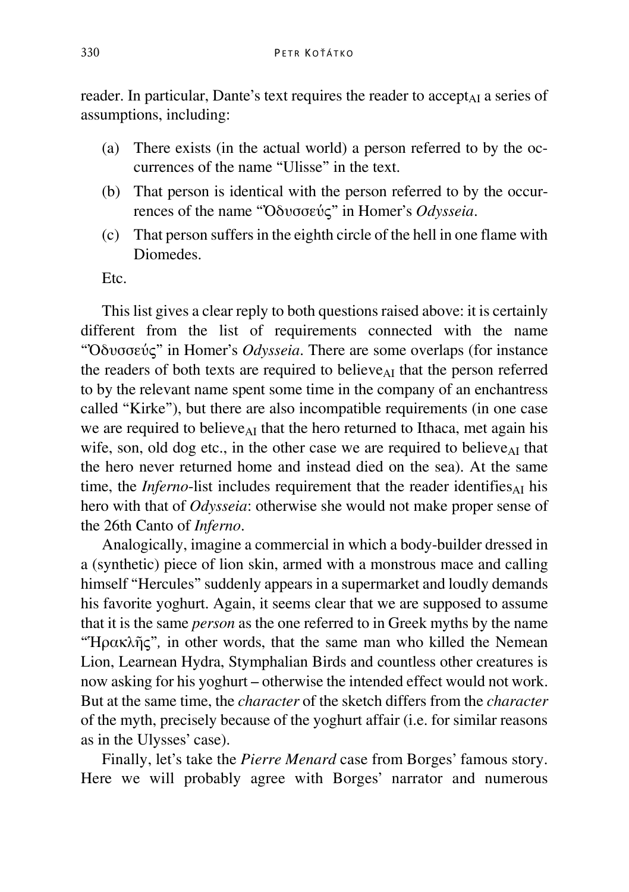reader. In particular, Dante's text requires the reader to accept$_{AI}$ a series of assumptions, including:

(a) There exists (in the actual world) a person referred to by the occurrences of the name "Ulisse" in the text.

(b) That person is identical with the person referred to by the occurrences of the name "Ὀδυσσεύς" in Homer's *Odysseia*.

(c) That person suffers in the eighth circle of the hell in one flame with Diomedes.

Etc.

This list gives a clear reply to both questions raised above: it is certainly different from the list of requirements connected with the name "Ὀδυσσεύς" in Homer's *Odysseia*. There are some overlaps (for instance the readers of both texts are required to believe$_{AI}$ that the person referred to by the relevant name spent some time in the company of an enchantress called "Kirke"), but there are also incompatible requirements (in one case we are required to believe$_{AI}$ that the hero returned to Ithaca, met again his wife, son, old dog etc., in the other case we are required to believe$_{AI}$ that the hero never returned home and instead died on the sea). At the same time, the *Inferno*-list includes requirement that the reader identifies$_{AI}$ his hero with that of *Odysseia*: otherwise she would not make proper sense of the 26th Canto of *Inferno*.

Analogically, imagine a commercial in which a body-builder dressed in a (synthetic) piece of lion skin, armed with a monstrous mace and calling himself "Hercules" suddenly appears in a supermarket and loudly demands his favorite yoghurt. Again, it seems clear that we are supposed to assume that it is the same *person* as the one referred to in Greek myths by the name "Ἡρακλῆς", in other words, that the same man who killed the Nemean Lion, Learnean Hydra, Stymphalian Birds and countless other creatures is now asking for his yoghurt – otherwise the intended effect would not work. But at the same time, the *character* of the sketch differs from the *character* of the myth, precisely because of the yoghurt affair (i.e. for similar reasons as in the Ulysses' case).

Finally, let's take the *Pierre Menard* case from Borges' famous story. Here we will probably agree with Borges' narrator and numerous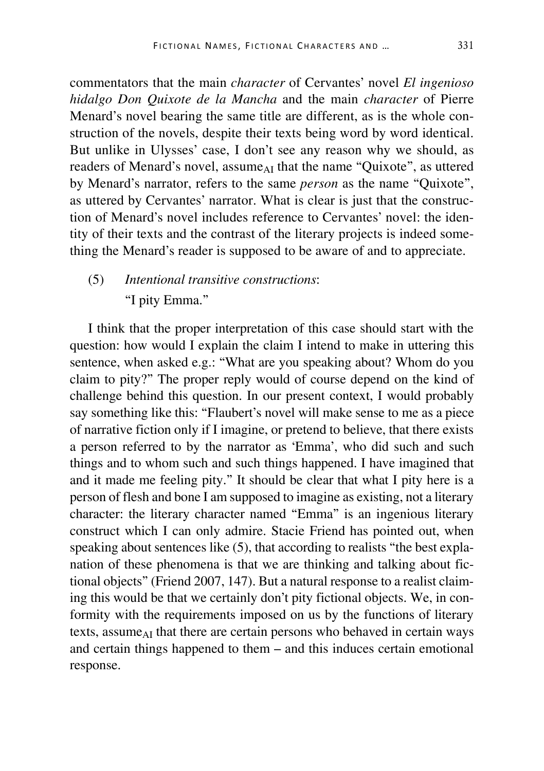commentators that the main *character* of Cervantes' novel *El ingenioso hidalgo Don Quixote de la Mancha* and the main *character* of Pierre Menard's novel bearing the same title are different, as is the whole construction of the novels, despite their texts being word by word identical. But unlike in Ulysses' case, I don't see any reason why we should, as readers of Menard's novel, assume$_{AI}$ that the name "Quixote", as uttered by Menard's narrator, refers to the same *person* as the name "Quixote", as uttered by Cervantes' narrator. What is clear is just that the construction of Menard's novel includes reference to Cervantes' novel: the identity of their texts and the contrast of the literary projects is indeed something the Menard's reader is supposed to be aware of and to appreciate.

(5) *Intentional transitive constructions*:
"I pity Emma."

I think that the proper interpretation of this case should start with the question: how would I explain the claim I intend to make in uttering this sentence, when asked e.g.: "What are you speaking about? Whom do you claim to pity?" The proper reply would of course depend on the kind of challenge behind this question. In our present context, I would probably say something like this: "Flaubert's novel will make sense to me as a piece of narrative fiction only if I imagine, or pretend to believe, that there exists a person referred to by the narrator as 'Emma', who did such and such things and to whom such and such things happened. I have imagined that and it made me feeling pity." It should be clear that what I pity here is a person of flesh and bone I am supposed to imagine as existing, not a literary character: the literary character named "Emma" is an ingenious literary construct which I can only admire. Stacie Friend has pointed out, when speaking about sentences like (5), that according to realists "the best explanation of these phenomena is that we are thinking and talking about fictional objects" (Friend 2007, 147). But a natural response to a realist claiming this would be that we certainly don't pity fictional objects. We, in conformity with the requirements imposed on us by the functions of literary texts, assume$_{AI}$ that there are certain persons who behaved in certain ways and certain things happened to them – and this induces certain emotional response.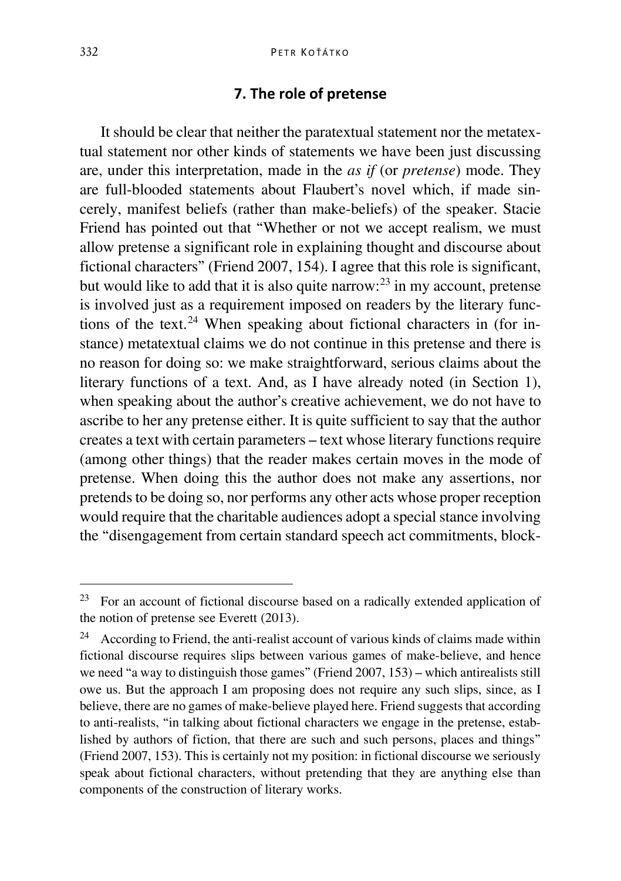## 7. The role of pretense

It should be clear that neither the paratextual statement nor the metatextual statement nor other kinds of statements we have been just discussing are, under this interpretation, made in the *as if* (or *pretense*) mode. They are full-blooded statements about Flaubert's novel which, if made sincerely, manifest beliefs (rather than make-beliefs) of the speaker. Stacie Friend has pointed out that "Whether or not we accept realism, we must allow pretense a significant role in explaining thought and discourse about fictional characters" (Friend 2007, 154). I agree that this role is significant, but would like to add that it is also quite narrow:[23] in my account, pretense is involved just as a requirement imposed on readers by the literary functions of the text.[24] When speaking about fictional characters in (for instance) metatextual claims we do not continue in this pretense and there is no reason for doing so: we make straightforward, serious claims about the literary functions of a text. And, as I have already noted (in Section 1), when speaking about the author's creative achievement, we do not have to ascribe to her any pretense either. It is quite sufficient to say that the author creates a text with certain parameters – text whose literary functions require (among other things) that the reader makes certain moves in the mode of pretense. When doing this the author does not make any assertions, nor pretends to be doing so, nor performs any other acts whose proper reception would require that the charitable audiences adopt a special stance involving the "disengagement from certain standard speech act commitments, block-

---

[23] For an account of fictional discourse based on a radically extended application of the notion of pretense see Everett (2013).

[24] According to Friend, the anti-realist account of various kinds of claims made within fictional discourse requires slips between various games of make-believe, and hence we need "a way to distinguish those games" (Friend 2007, 153) – which antirealists still owe us. But the approach I am proposing does not require any such slips, since, as I believe, there are no games of make-believe played here. Friend suggests that according to anti-realists, "in talking about fictional characters we engage in the pretense, established by authors of fiction, that there are such and such persons, places and things" (Friend 2007, 153). This is certainly not my position: in fictional discourse we seriously speak about fictional characters, without pretending that they are anything else than components of the construction of literary works.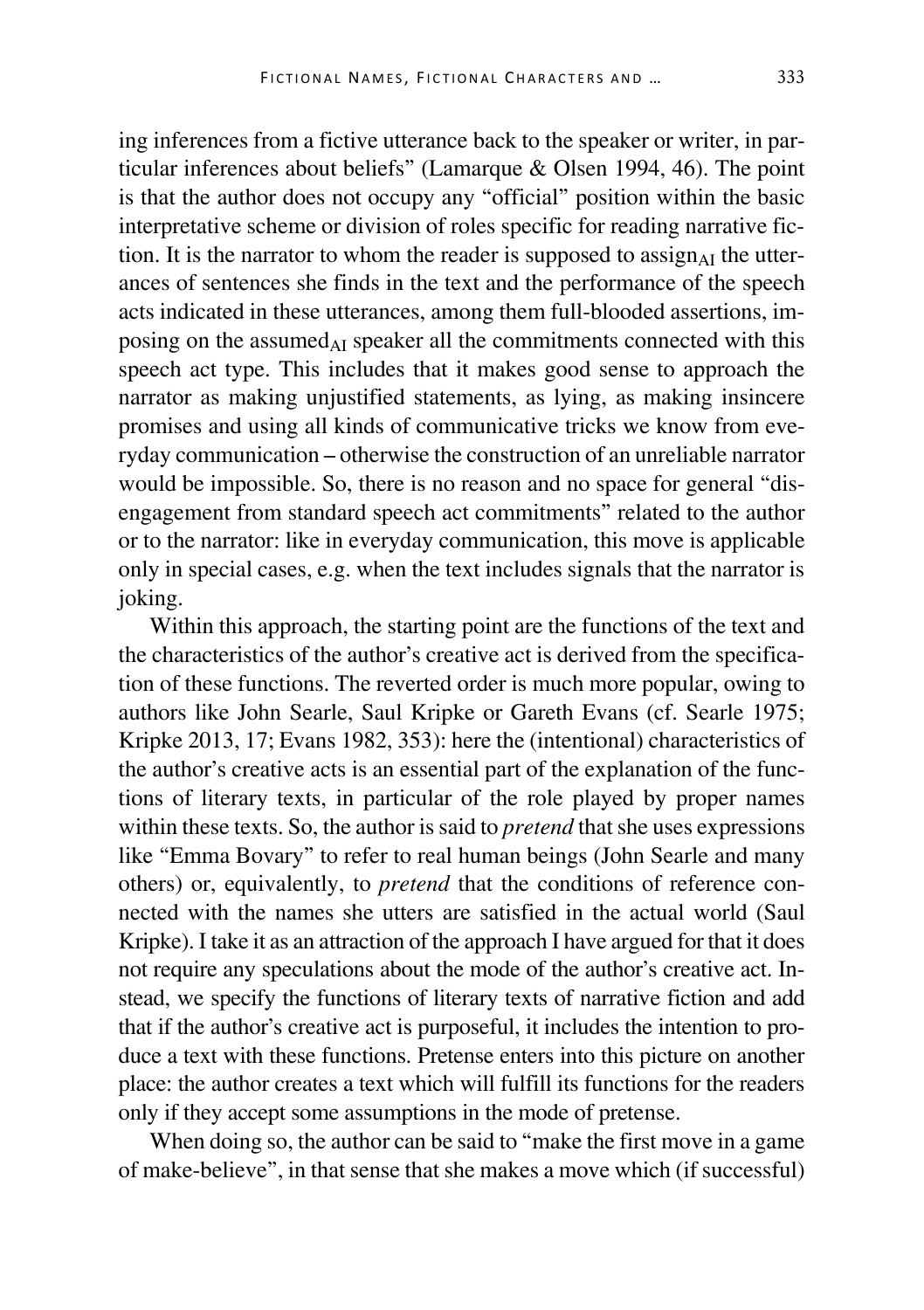ing inferences from a fictive utterance back to the speaker or writer, in particular inferences about beliefs" (Lamarque & Olsen 1994, 46). The point is that the author does not occupy any "official" position within the basic interpretative scheme or division of roles specific for reading narrative fiction. It is the narrator to whom the reader is supposed to assign$_{AI}$ the utterances of sentences she finds in the text and the performance of the speech acts indicated in these utterances, among them full-blooded assertions, imposing on the assumed$_{AI}$ speaker all the commitments connected with this speech act type. This includes that it makes good sense to approach the narrator as making unjustified statements, as lying, as making insincere promises and using all kinds of communicative tricks we know from everyday communication – otherwise the construction of an unreliable narrator would be impossible. So, there is no reason and no space for general "disengagement from standard speech act commitments" related to the author or to the narrator: like in everyday communication, this move is applicable only in special cases, e.g. when the text includes signals that the narrator is joking.

Within this approach, the starting point are the functions of the text and the characteristics of the author's creative act is derived from the specification of these functions. The reverted order is much more popular, owing to authors like John Searle, Saul Kripke or Gareth Evans (cf. Searle 1975; Kripke 2013, 17; Evans 1982, 353): here the (intentional) characteristics of the author's creative acts is an essential part of the explanation of the functions of literary texts, in particular of the role played by proper names within these texts. So, the author is said to *pretend* that she uses expressions like "Emma Bovary" to refer to real human beings (John Searle and many others) or, equivalently, to *pretend* that the conditions of reference connected with the names she utters are satisfied in the actual world (Saul Kripke). I take it as an attraction of the approach I have argued for that it does not require any speculations about the mode of the author's creative act. Instead, we specify the functions of literary texts of narrative fiction and add that if the author's creative act is purposeful, it includes the intention to produce a text with these functions. Pretense enters into this picture on another place: the author creates a text which will fulfill its functions for the readers only if they accept some assumptions in the mode of pretense.

When doing so, the author can be said to "make the first move in a game of make-believe", in that sense that she makes a move which (if successful)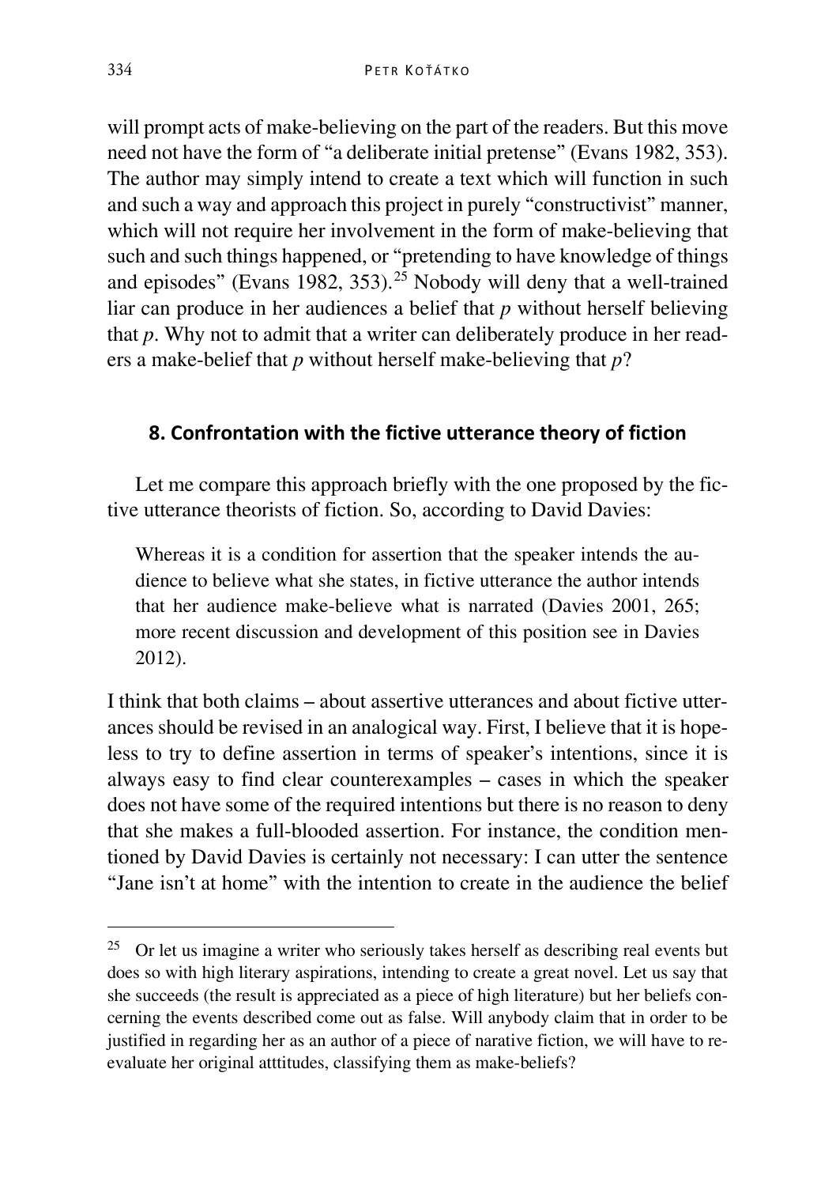will prompt acts of make-believing on the part of the readers. But this move need not have the form of "a deliberate initial pretense" (Evans 1982, 353). The author may simply intend to create a text which will function in such and such a way and approach this project in purely "constructivist" manner, which will not require her involvement in the form of make-believing that such and such things happened, or "pretending to have knowledge of things and episodes" (Evans 1982, 353).[25] Nobody will deny that a well-trained liar can produce in her audiences a belief that *p* without herself believing that *p*. Why not to admit that a writer can deliberately produce in her readers a make-belief that *p* without herself make-believing that *p*?

## 8. Confrontation with the fictive utterance theory of fiction

Let me compare this approach briefly with the one proposed by the fictive utterance theorists of fiction. So, according to David Davies:

> Whereas it is a condition for assertion that the speaker intends the audience to believe what she states, in fictive utterance the author intends that her audience make-believe what is narrated (Davies 2001, 265; more recent discussion and development of this position see in Davies 2012).

I think that both claims – about assertive utterances and about fictive utterances should be revised in an analogical way. First, I believe that it is hopeless to try to define assertion in terms of speaker's intentions, since it is always easy to find clear counterexamples – cases in which the speaker does not have some of the required intentions but there is no reason to deny that she makes a full-blooded assertion. For instance, the condition mentioned by David Davies is certainly not necessary: I can utter the sentence "Jane isn't at home" with the intention to create in the audience the belief

---

[25] Or let us imagine a writer who seriously takes herself as describing real events but does so with high literary aspirations, intending to create a great novel. Let us say that she succeeds (the result is appreciated as a piece of high literature) but her beliefs concerning the events described come out as false. Will anybody claim that in order to be justified in regarding her as an author of a piece of narative fiction, we will have to re-evaluate her original atttitudes, classifying them as make-beliefs?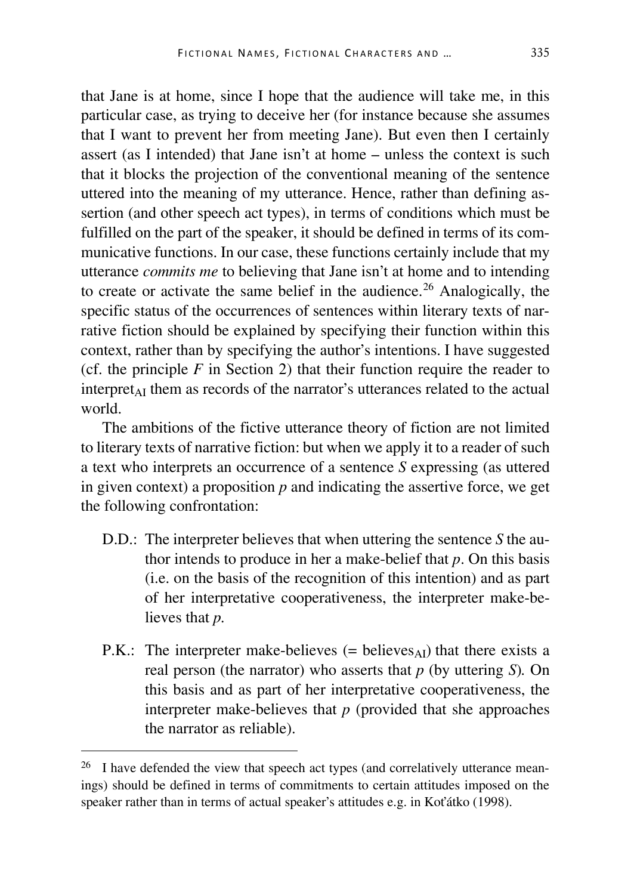that Jane is at home, since I hope that the audience will take me, in this particular case, as trying to deceive her (for instance because she assumes that I want to prevent her from meeting Jane). But even then I certainly assert (as I intended) that Jane isn't at home – unless the context is such that it blocks the projection of the conventional meaning of the sentence uttered into the meaning of my utterance. Hence, rather than defining assertion (and other speech act types), in terms of conditions which must be fulfilled on the part of the speaker, it should be defined in terms of its communicative functions. In our case, these functions certainly include that my utterance *commits me* to believing that Jane isn't at home and to intending to create or activate the same belief in the audience.[26] Analogically, the specific status of the occurrences of sentences within literary texts of narrative fiction should be explained by specifying their function within this context, rather than by specifying the author's intentions. I have suggested (cf. the principle *F* in Section 2) that their function require the reader to interpret$_{AI}$ them as records of the narrator's utterances related to the actual world.

The ambitions of the fictive utterance theory of fiction are not limited to literary texts of narrative fiction: but when we apply it to a reader of such a text who interprets an occurrence of a sentence *S* expressing (as uttered in given context) a proposition *p* and indicating the assertive force, we get the following confrontation:

- D.D.: The interpreter believes that when uttering the sentence *S* the author intends to produce in her a make-belief that *p*. On this basis (i.e. on the basis of the recognition of this intention) and as part of her interpretative cooperativeness, the interpreter make-believes that *p*.

- P.K.: The interpreter make-believes (= believes$_{AI}$) that there exists a real person (the narrator) who asserts that *p* (by uttering *S*). On this basis and as part of her interpretative cooperativeness, the interpreter make-believes that *p* (provided that she approaches the narrator as reliable).

---

[26] I have defended the view that speech act types (and correlatively utterance meanings) should be defined in terms of commitments to certain attitudes imposed on the speaker rather than in terms of actual speaker's attitudes e.g. in Koťátko (1998).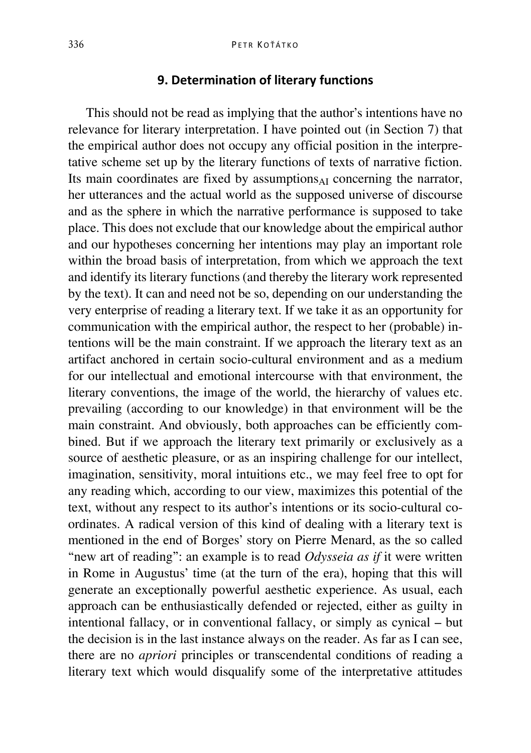## 9. Determination of literary functions

This should not be read as implying that the author's intentions have no relevance for literary interpretation. I have pointed out (in Section 7) that the empirical author does not occupy any official position in the interpretative scheme set up by the literary functions of texts of narrative fiction. Its main coordinates are fixed by assumptions$_{AI}$ concerning the narrator, her utterances and the actual world as the supposed universe of discourse and as the sphere in which the narrative performance is supposed to take place. This does not exclude that our knowledge about the empirical author and our hypotheses concerning her intentions may play an important role within the broad basis of interpretation, from which we approach the text and identify its literary functions (and thereby the literary work represented by the text). It can and need not be so, depending on our understanding the very enterprise of reading a literary text. If we take it as an opportunity for communication with the empirical author, the respect to her (probable) intentions will be the main constraint. If we approach the literary text as an artifact anchored in certain socio-cultural environment and as a medium for our intellectual and emotional intercourse with that environment, the literary conventions, the image of the world, the hierarchy of values etc. prevailing (according to our knowledge) in that environment will be the main constraint. And obviously, both approaches can be efficiently combined. But if we approach the literary text primarily or exclusively as a source of aesthetic pleasure, or as an inspiring challenge for our intellect, imagination, sensitivity, moral intuitions etc., we may feel free to opt for any reading which, according to our view, maximizes this potential of the text, without any respect to its author's intentions or its socio-cultural coordinates. A radical version of this kind of dealing with a literary text is mentioned in the end of Borges' story on Pierre Menard, as the so called "new art of reading": an example is to read *Odysseia as if* it were written in Rome in Augustus' time (at the turn of the era), hoping that this will generate an exceptionally powerful aesthetic experience. As usual, each approach can be enthusiastically defended or rejected, either as guilty in intentional fallacy, or in conventional fallacy, or simply as cynical – but the decision is in the last instance always on the reader. As far as I can see, there are no *apriori* principles or transcendental conditions of reading a literary text which would disqualify some of the interpretative attitudes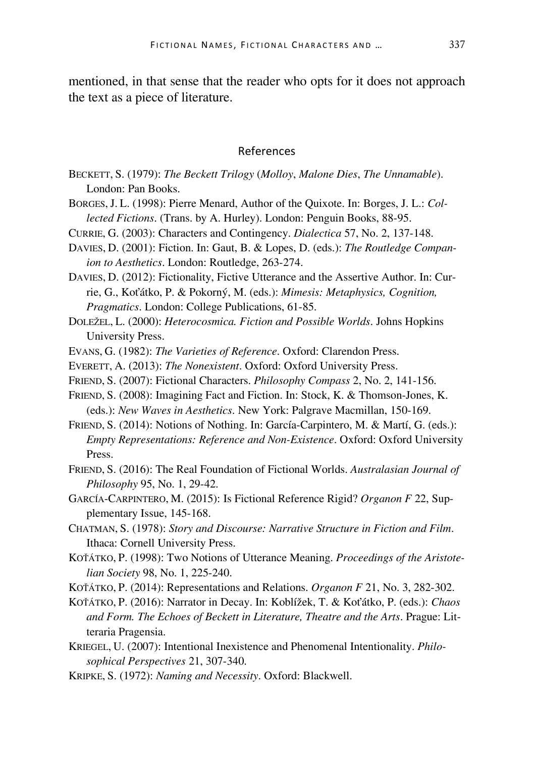mentioned, in that sense that the reader who opts for it does not approach the text as a piece of literature.

## References

BECKETT, S. (1979): *The Beckett Trilogy* (*Molloy*, *Malone Dies*, *The Unnamable*). London: Pan Books.

BORGES, J. L. (1998): Pierre Menard, Author of the Quixote. In: Borges, J. L.: *Collected Fictions*. (Trans. by A. Hurley). London: Penguin Books, 88-95.

CURRIE, G. (2003): Characters and Contingency. *Dialectica* 57, No. 2, 137-148.

DAVIES, D. (2001): Fiction. In: Gaut, B. & Lopes, D. (eds.): *The Routledge Companion to Aesthetics*. London: Routledge, 263-274.

DAVIES, D. (2012): Fictionality, Fictive Utterance and the Assertive Author. In: Currie, G., Koťátko, P. & Pokorný, M. (eds.): *Mimesis: Metaphysics, Cognition, Pragmatics*. London: College Publications, 61-85.

DOLEŽEL, L. (2000): *Heterocosmica. Fiction and Possible Worlds*. Johns Hopkins University Press.

EVANS, G. (1982): *The Varieties of Reference*. Oxford: Clarendon Press.

EVERETT, A. (2013): *The Nonexistent*. Oxford: Oxford University Press.

FRIEND, S. (2007): Fictional Characters. *Philosophy Compass* 2, No. 2, 141-156.

FRIEND, S. (2008): Imagining Fact and Fiction. In: Stock, K. & Thomson-Jones, K. (eds.): *New Waves in Aesthetics*. New York: Palgrave Macmillan, 150-169.

FRIEND, S. (2014): Notions of Nothing. In: García-Carpintero, M. & Martí, G. (eds.): *Empty Representations: Reference and Non-Existence*. Oxford: Oxford University Press.

FRIEND, S. (2016): The Real Foundation of Fictional Worlds. *Australasian Journal of Philosophy* 95, No. 1, 29-42.

GARCÍA-CARPINTERO, M. (2015): Is Fictional Reference Rigid? *Organon F* 22, Supplementary Issue, 145-168.

CHATMAN, S. (1978): *Story and Discourse: Narrative Structure in Fiction and Film*. Ithaca: Cornell University Press.

KOŤÁTKO, P. (1998): Two Notions of Utterance Meaning. *Proceedings of the Aristotelian Society* 98, No. 1, 225-240.

KOŤÁTKO, P. (2014): Representations and Relations. *Organon F* 21, No. 3, 282-302.

KOŤÁTKO, P. (2016): Narrator in Decay. In: Koblížek, T. & Koťátko, P. (eds.): *Chaos and Form. The Echoes of Beckett in Literature, Theatre and the Arts*. Prague: Litteraria Pragensia.

KRIEGEL, U. (2007): Intentional Inexistence and Phenomenal Intentionality. *Philosophical Perspectives* 21, 307-340.

KRIPKE, S. (1972): *Naming and Necessity*. Oxford: Blackwell.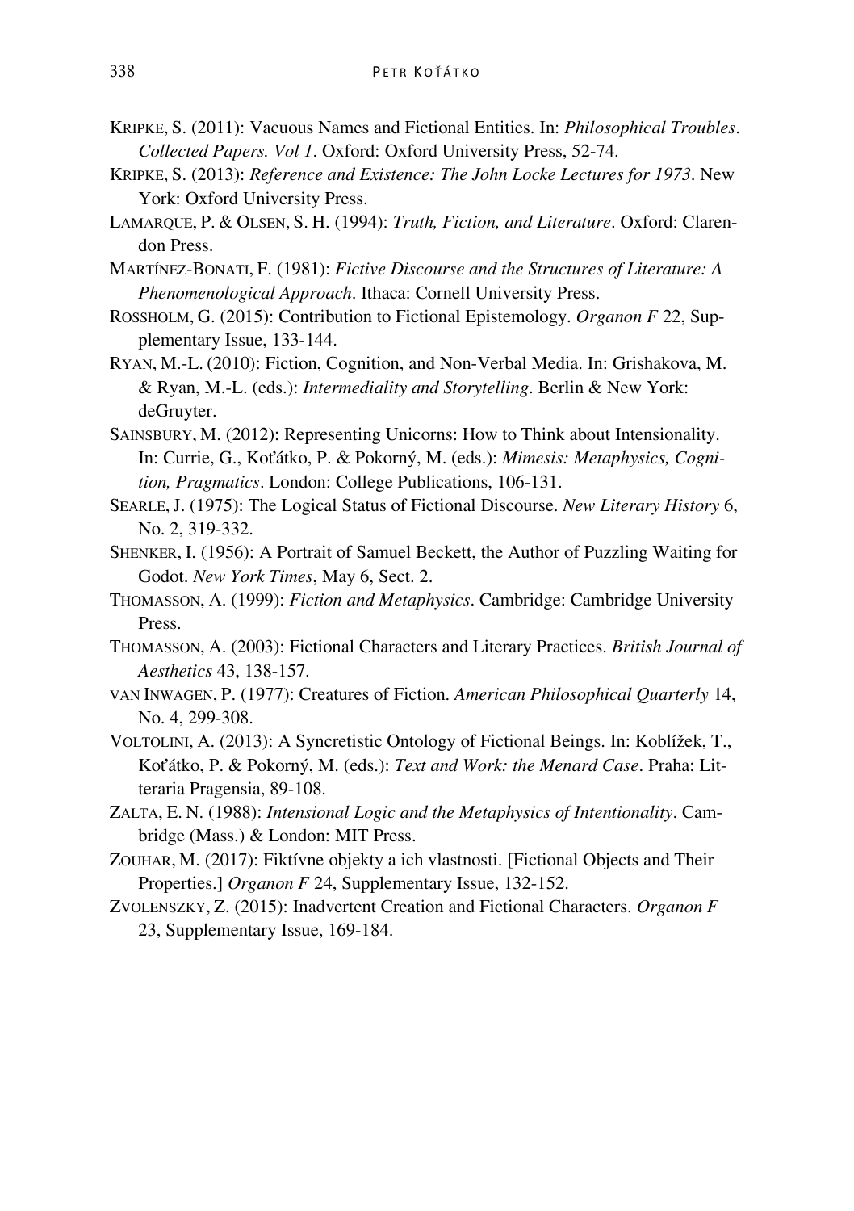KRIPKE, S. (2011): Vacuous Names and Fictional Entities. In: *Philosophical Troubles. Collected Papers. Vol 1*. Oxford: Oxford University Press, 52-74.

KRIPKE, S. (2013): *Reference and Existence: The John Locke Lectures for 1973*. New York: Oxford University Press.

LAMARQUE, P. & OLSEN, S. H. (1994): *Truth, Fiction, and Literature*. Oxford: Clarendon Press.

MARTÍNEZ-BONATI, F. (1981): *Fictive Discourse and the Structures of Literature: A Phenomenological Approach*. Ithaca: Cornell University Press.

ROSSHOLM, G. (2015): Contribution to Fictional Epistemology. *Organon F* 22, Supplementary Issue, 133-144.

RYAN, M.-L. (2010): Fiction, Cognition, and Non-Verbal Media. In: Grishakova, M. & Ryan, M.-L. (eds.): *Intermediality and Storytelling*. Berlin & New York: deGruyter.

SAINSBURY, M. (2012): Representing Unicorns: How to Think about Intensionality. In: Currie, G., Koťátko, P. & Pokorný, M. (eds.): *Mimesis: Metaphysics, Cognition, Pragmatics*. London: College Publications, 106-131.

SEARLE, J. (1975): The Logical Status of Fictional Discourse. *New Literary History* 6, No. 2, 319-332.

SHENKER, I. (1956): A Portrait of Samuel Beckett, the Author of Puzzling Waiting for Godot. *New York Times*, May 6, Sect. 2.

THOMASSON, A. (1999): *Fiction and Metaphysics*. Cambridge: Cambridge University Press.

THOMASSON, A. (2003): Fictional Characters and Literary Practices. *British Journal of Aesthetics* 43, 138-157.

VAN INWAGEN, P. (1977): Creatures of Fiction. *American Philosophical Quarterly* 14, No. 4, 299-308.

VOLTOLINI, A. (2013): A Syncretistic Ontology of Fictional Beings. In: Koblížek, T., Koťátko, P. & Pokorný, M. (eds.): *Text and Work: the Menard Case*. Praha: Litteraria Pragensia, 89-108.

ZALTA, E. N. (1988): *Intensional Logic and the Metaphysics of Intentionality*. Cambridge (Mass.) & London: MIT Press.

ZOUHAR, M. (2017): Fiktívne objekty a ich vlastnosti. [Fictional Objects and Their Properties.] *Organon F* 24, Supplementary Issue, 132-152.

ZVOLENSZKY, Z. (2015): Inadvertent Creation and Fictional Characters. *Organon F* 23, Supplementary Issue, 169-184.